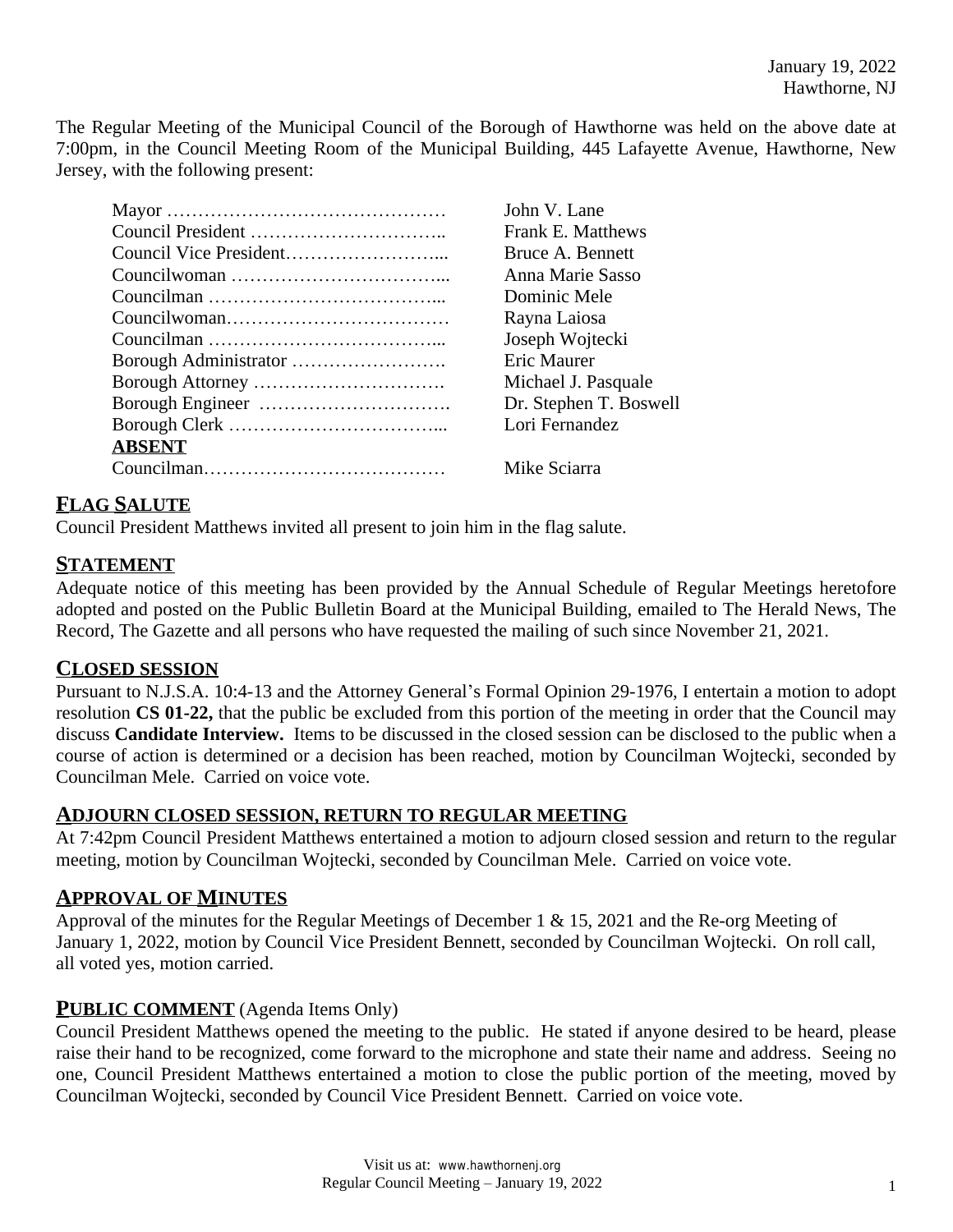January 19, 2022
Hawthorne, NJ

The Regular Meeting of the Municipal Council of the Borough of Hawthorne was held on the above date at 7:00pm, in the Council Meeting Room of the Municipal Building, 445 Lafayette Avenue, Hawthorne, New Jersey, with the following present:

| | |
|---|---|
| Mayor ……………………………………… | John V. Lane |
| Council President ………………………….. | Frank E. Matthews |
| Council Vice President…………………….... | Bruce A. Bennett |
| Councilwoman …………………………….... | Anna Marie Sasso |
| Councilman ……………………………….... | Dominic Mele |
| Councilwoman……………………………… | Rayna Laiosa |
| Councilman ……………………………….... | Joseph Wojtecki |
| Borough Administrator ……………………. | Eric Maurer |
| Borough Attorney …………………………. | Michael J. Pasquale |
| Borough Engineer …………………………. | Dr. Stephen T. Boswell |
| Borough Clerk …………………………….... | Lori Fernandez |
| **ABSENT** | |
| Councilman………………………………… | Mike Sciarra |

## FLAG SALUTE

Council President Matthews invited all present to join him in the flag salute.

## STATEMENT

Adequate notice of this meeting has been provided by the Annual Schedule of Regular Meetings heretofore adopted and posted on the Public Bulletin Board at the Municipal Building, emailed to The Herald News, The Record, The Gazette and all persons who have requested the mailing of such since November 21, 2021.

## CLOSED SESSION

Pursuant to N.J.S.A. 10:4-13 and the Attorney General's Formal Opinion 29-1976, I entertain a motion to adopt resolution **CS 01-22,** that the public be excluded from this portion of the meeting in order that the Council may discuss **Candidate Interview.** Items to be discussed in the closed session can be disclosed to the public when a course of action is determined or a decision has been reached, motion by Councilman Wojtecki, seconded by Councilman Mele. Carried on voice vote.

## ADJOURN CLOSED SESSION, RETURN TO REGULAR MEETING

At 7:42pm Council President Matthews entertained a motion to adjourn closed session and return to the regular meeting, motion by Councilman Wojtecki, seconded by Councilman Mele. Carried on voice vote.

## APPROVAL OF MINUTES

Approval of the minutes for the Regular Meetings of December 1 & 15, 2021 and the Re-org Meeting of January 1, 2022, motion by Council Vice President Bennett, seconded by Councilman Wojtecki. On roll call, all voted yes, motion carried.

## PUBLIC COMMENT (Agenda Items Only)

Council President Matthews opened the meeting to the public. He stated if anyone desired to be heard, please raise their hand to be recognized, come forward to the microphone and state their name and address. Seeing no one, Council President Matthews entertained a motion to close the public portion of the meeting, moved by Councilman Wojtecki, seconded by Council Vice President Bennett. Carried on voice vote.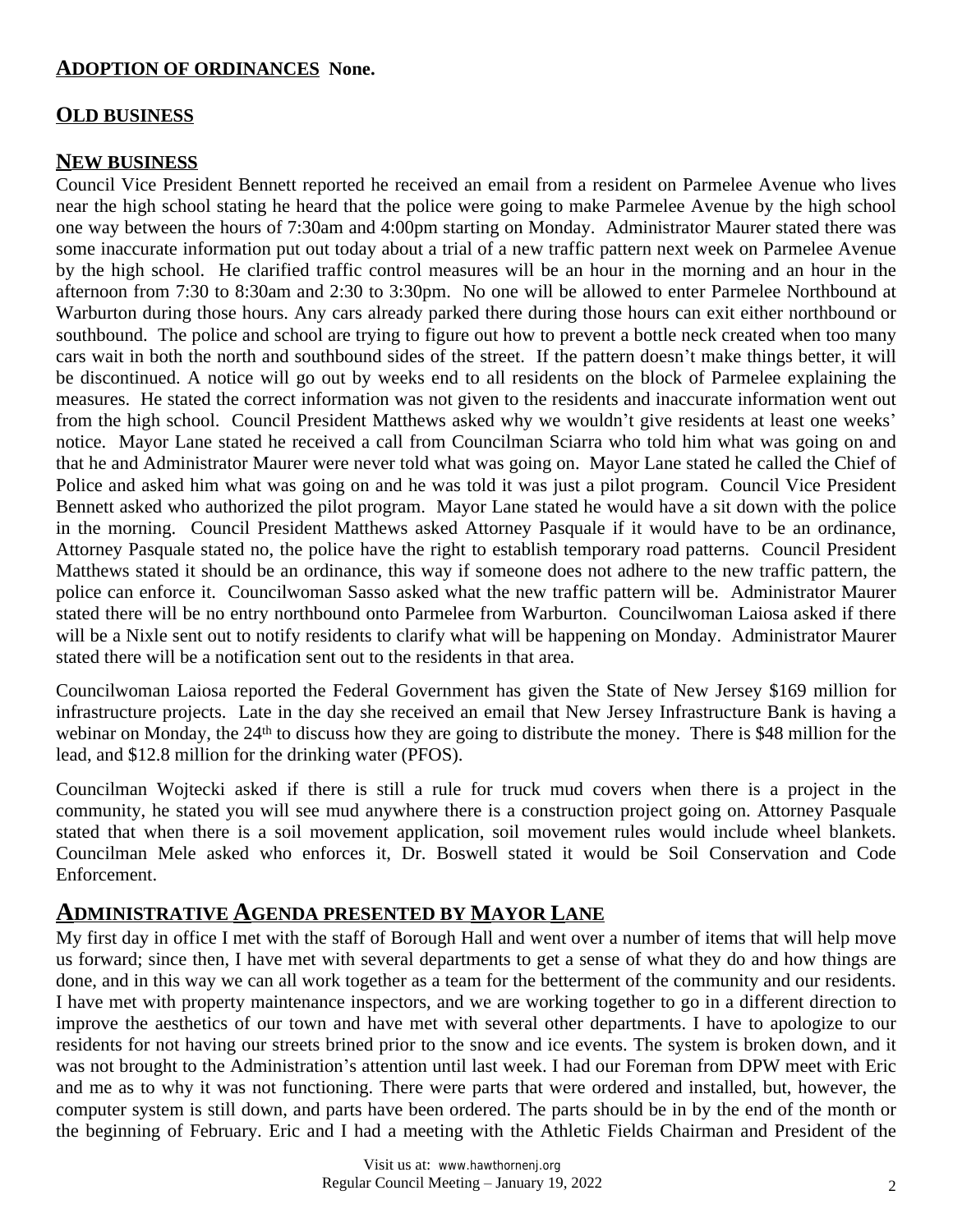## ADOPTION OF ORDINANCES **None.**

## OLD BUSINESS

## NEW BUSINESS

Council Vice President Bennett reported he received an email from a resident on Parmelee Avenue who lives near the high school stating he heard that the police were going to make Parmelee Avenue by the high school one way between the hours of 7:30am and 4:00pm starting on Monday. Administrator Maurer stated there was some inaccurate information put out today about a trial of a new traffic pattern next week on Parmelee Avenue by the high school. He clarified traffic control measures will be an hour in the morning and an hour in the afternoon from 7:30 to 8:30am and 2:30 to 3:30pm. No one will be allowed to enter Parmelee Northbound at Warburton during those hours. Any cars already parked there during those hours can exit either northbound or southbound. The police and school are trying to figure out how to prevent a bottle neck created when too many cars wait in both the north and southbound sides of the street. If the pattern doesn't make things better, it will be discontinued. A notice will go out by weeks end to all residents on the block of Parmelee explaining the measures. He stated the correct information was not given to the residents and inaccurate information went out from the high school. Council President Matthews asked why we wouldn't give residents at least one weeks' notice. Mayor Lane stated he received a call from Councilman Sciarra who told him what was going on and that he and Administrator Maurer were never told what was going on. Mayor Lane stated he called the Chief of Police and asked him what was going on and he was told it was just a pilot program. Council Vice President Bennett asked who authorized the pilot program. Mayor Lane stated he would have a sit down with the police in the morning. Council President Matthews asked Attorney Pasquale if it would have to be an ordinance, Attorney Pasquale stated no, the police have the right to establish temporary road patterns. Council President Matthews stated it should be an ordinance, this way if someone does not adhere to the new traffic pattern, the police can enforce it. Councilwoman Sasso asked what the new traffic pattern will be. Administrator Maurer stated there will be no entry northbound onto Parmelee from Warburton. Councilwoman Laiosa asked if there will be a Nixle sent out to notify residents to clarify what will be happening on Monday. Administrator Maurer stated there will be a notification sent out to the residents in that area.

Councilwoman Laiosa reported the Federal Government has given the State of New Jersey $169 million for infrastructure projects. Late in the day she received an email that New Jersey Infrastructure Bank is having a webinar on Monday, the 24th to discuss how they are going to distribute the money. There is $48 million for the lead, and $12.8 million for the drinking water (PFOS).

Councilman Wojtecki asked if there is still a rule for truck mud covers when there is a project in the community, he stated you will see mud anywhere there is a construction project going on. Attorney Pasquale stated that when there is a soil movement application, soil movement rules would include wheel blankets. Councilman Mele asked who enforces it, Dr. Boswell stated it would be Soil Conservation and Code Enforcement.

## ADMINISTRATIVE AGENDA PRESENTED BY MAYOR LANE

My first day in office I met with the staff of Borough Hall and went over a number of items that will help move us forward; since then, I have met with several departments to get a sense of what they do and how things are done, and in this way we can all work together as a team for the betterment of the community and our residents. I have met with property maintenance inspectors, and we are working together to go in a different direction to improve the aesthetics of our town and have met with several other departments. I have to apologize to our residents for not having our streets brined prior to the snow and ice events. The system is broken down, and it was not brought to the Administration's attention until last week. I had our Foreman from DPW meet with Eric and me as to why it was not functioning. There were parts that were ordered and installed, but, however, the computer system is still down, and parts have been ordered. The parts should be in by the end of the month or the beginning of February. Eric and I had a meeting with the Athletic Fields Chairman and President of the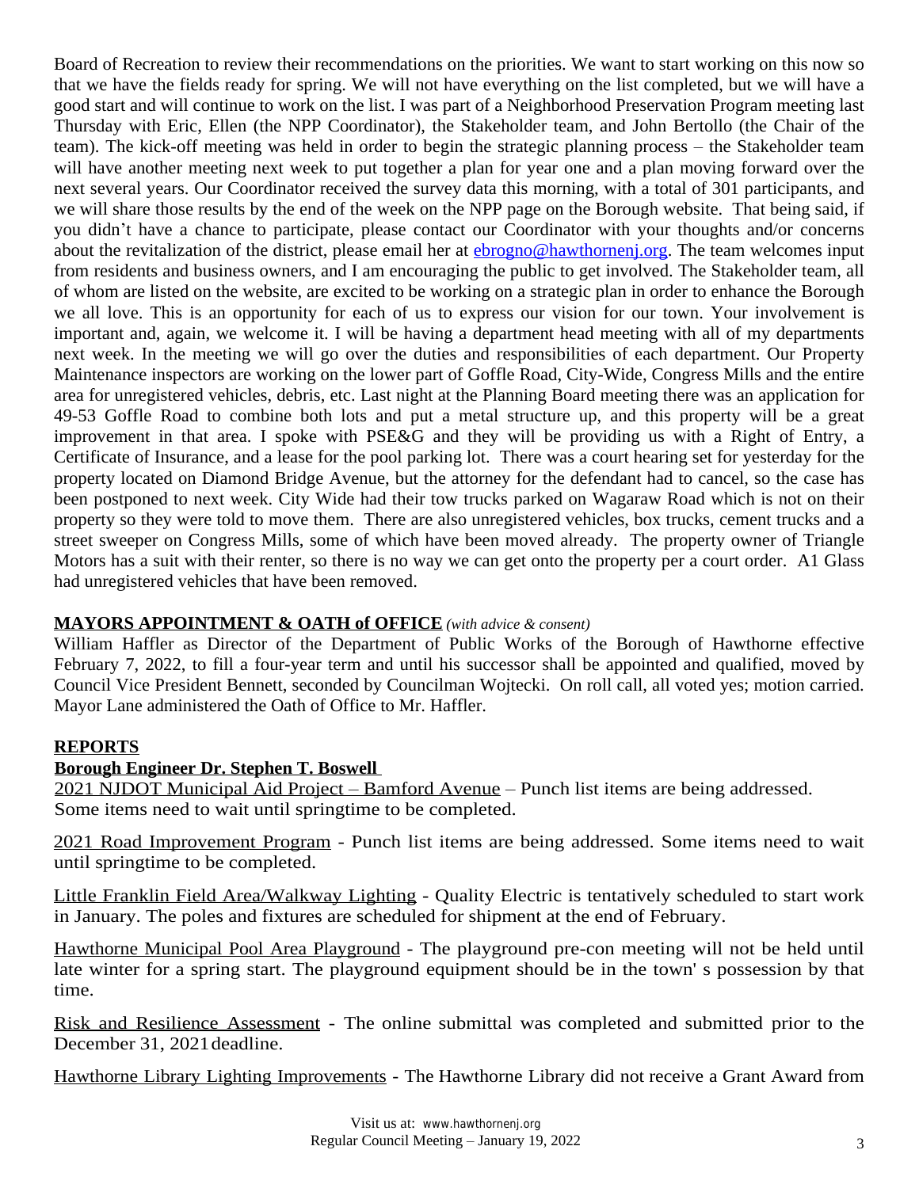Board of Recreation to review their recommendations on the priorities. We want to start working on this now so that we have the fields ready for spring. We will not have everything on the list completed, but we will have a good start and will continue to work on the list. I was part of a Neighborhood Preservation Program meeting last Thursday with Eric, Ellen (the NPP Coordinator), the Stakeholder team, and John Bertollo (the Chair of the team). The kick-off meeting was held in order to begin the strategic planning process – the Stakeholder team will have another meeting next week to put together a plan for year one and a plan moving forward over the next several years. Our Coordinator received the survey data this morning, with a total of 301 participants, and we will share those results by the end of the week on the NPP page on the Borough website. That being said, if you didn't have a chance to participate, please contact our Coordinator with your thoughts and/or concerns about the revitalization of the district, please email her at ebrogno@hawthornenj.org. The team welcomes input from residents and business owners, and I am encouraging the public to get involved. The Stakeholder team, all of whom are listed on the website, are excited to be working on a strategic plan in order to enhance the Borough we all love. This is an opportunity for each of us to express our vision for our town. Your involvement is important and, again, we welcome it. I will be having a department head meeting with all of my departments next week. In the meeting we will go over the duties and responsibilities of each department. Our Property Maintenance inspectors are working on the lower part of Goffle Road, City-Wide, Congress Mills and the entire area for unregistered vehicles, debris, etc. Last night at the Planning Board meeting there was an application for 49-53 Goffle Road to combine both lots and put a metal structure up, and this property will be a great improvement in that area. I spoke with PSE&G and they will be providing us with a Right of Entry, a Certificate of Insurance, and a lease for the pool parking lot. There was a court hearing set for yesterday for the property located on Diamond Bridge Avenue, but the attorney for the defendant had to cancel, so the case has been postponed to next week. City Wide had their tow trucks parked on Wagaraw Road which is not on their property so they were told to move them. There are also unregistered vehicles, box trucks, cement trucks and a street sweeper on Congress Mills, some of which have been moved already. The property owner of Triangle Motors has a suit with their renter, so there is no way we can get onto the property per a court order. A1 Glass had unregistered vehicles that have been removed.

**MAYORS APPOINTMENT & OATH of OFFICE** *(with advice & consent)*

William Haffler as Director of the Department of Public Works of the Borough of Hawthorne effective February 7, 2022, to fill a four-year term and until his successor shall be appointed and qualified, moved by Council Vice President Bennett, seconded by Councilman Wojtecki. On roll call, all voted yes; motion carried. Mayor Lane administered the Oath of Office to Mr. Haffler.

**REPORTS**

**Borough Engineer Dr. Stephen T. Boswell**

2021 NJDOT Municipal Aid Project – Bamford Avenue – Punch list items are being addressed. Some items need to wait until springtime to be completed.

2021 Road Improvement Program - Punch list items are being addressed. Some items need to wait until springtime to be completed.

Little Franklin Field Area/Walkway Lighting - Quality Electric is tentatively scheduled to start work in January. The poles and fixtures are scheduled for shipment at the end of February.

Hawthorne Municipal Pool Area Playground - The playground pre-con meeting will not be held until late winter for a spring start. The playground equipment should be in the town' s possession by that time.

Risk and Resilience Assessment - The online submittal was completed and submitted prior to the December 31, 2021 deadline.

Hawthorne Library Lighting Improvements - The Hawthorne Library did not receive a Grant Award from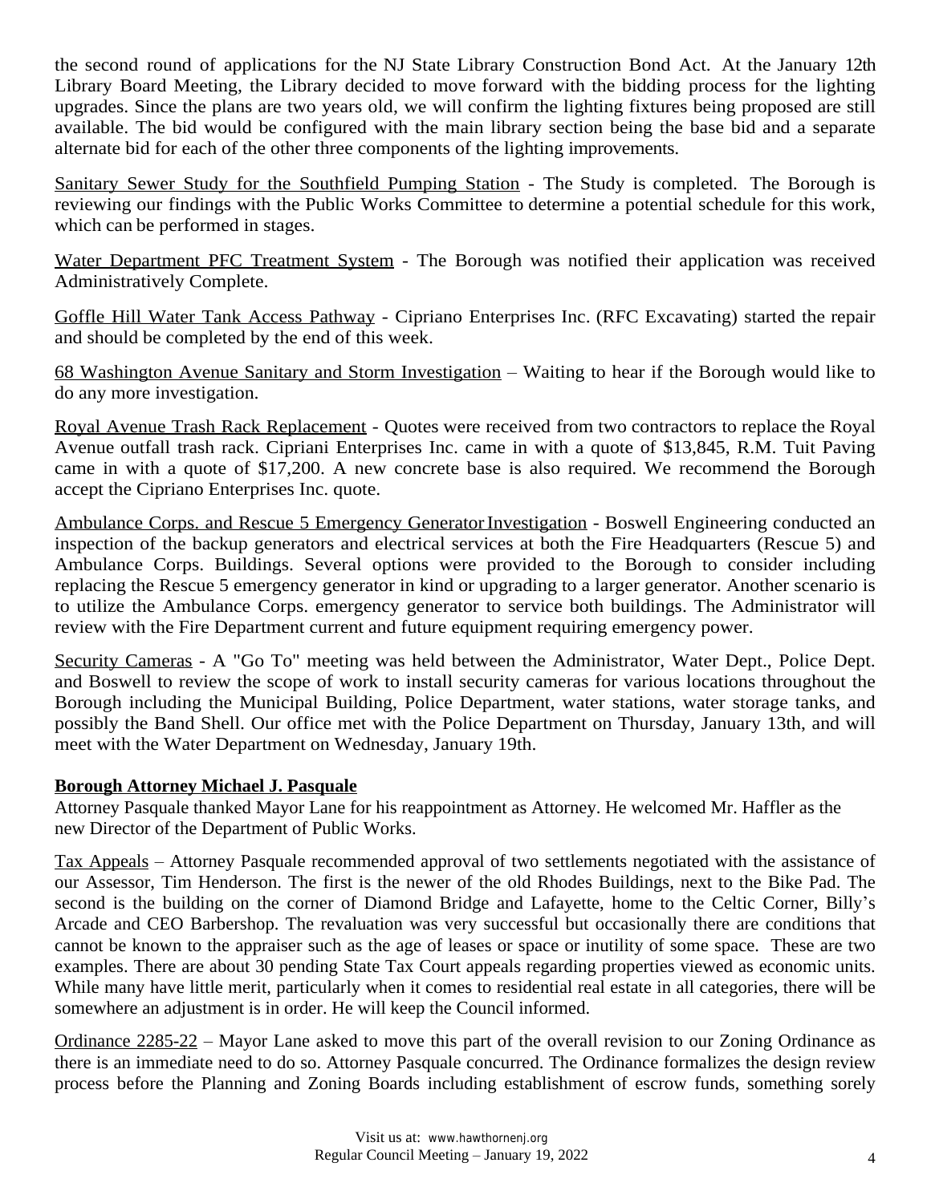the second round of applications for the NJ State Library Construction Bond Act. At the January 12th Library Board Meeting, the Library decided to move forward with the bidding process for the lighting upgrades. Since the plans are two years old, we will confirm the lighting fixtures being proposed are still available. The bid would be configured with the main library section being the base bid and a separate alternate bid for each of the other three components of the lighting improvements.

<u>Sanitary Sewer Study for the Southfield Pumping Station</u> - The Study is completed. The Borough is reviewing our findings with the Public Works Committee to determine a potential schedule for this work, which can be performed in stages.

<u>Water Department PFC Treatment System</u> - The Borough was notified their application was received Administratively Complete.

<u>Goffle Hill Water Tank Access Pathway</u> - Cipriano Enterprises Inc. (RFC Excavating) started the repair and should be completed by the end of this week.

<u>68 Washington Avenue Sanitary and Storm Investigation</u> – Waiting to hear if the Borough would like to do any more investigation.

<u>Royal Avenue Trash Rack Replacement</u> - Quotes were received from two contractors to replace the Royal Avenue outfall trash rack. Cipriani Enterprises Inc. came in with a quote of $13,845, R.M. Tuit Paving came in with a quote of $17,200. A new concrete base is also required. We recommend the Borough accept the Cipriano Enterprises Inc. quote.

<u>Ambulance Corps. and Rescue 5 Emergency Generator Investigation</u> - Boswell Engineering conducted an inspection of the backup generators and electrical services at both the Fire Headquarters (Rescue 5) and Ambulance Corps. Buildings. Several options were provided to the Borough to consider including replacing the Rescue 5 emergency generator in kind or upgrading to a larger generator. Another scenario is to utilize the Ambulance Corps. emergency generator to service both buildings. The Administrator will review with the Fire Department current and future equipment requiring emergency power.

<u>Security Cameras</u> - A "Go To" meeting was held between the Administrator, Water Dept., Police Dept. and Boswell to review the scope of work to install security cameras for various locations throughout the Borough including the Municipal Building, Police Department, water stations, water storage tanks, and possibly the Band Shell. Our office met with the Police Department on Thursday, January 13th, and will meet with the Water Department on Wednesday, January 19th.

**<u>Borough Attorney Michael J. Pasquale</u>**

Attorney Pasquale thanked Mayor Lane for his reappointment as Attorney. He welcomed Mr. Haffler as the new Director of the Department of Public Works.

<u>Tax Appeals</u> – Attorney Pasquale recommended approval of two settlements negotiated with the assistance of our Assessor, Tim Henderson. The first is the newer of the old Rhodes Buildings, next to the Bike Pad. The second is the building on the corner of Diamond Bridge and Lafayette, home to the Celtic Corner, Billy's Arcade and CEO Barbershop. The revaluation was very successful but occasionally there are conditions that cannot be known to the appraiser such as the age of leases or space or inutility of some space. These are two examples. There are about 30 pending State Tax Court appeals regarding properties viewed as economic units. While many have little merit, particularly when it comes to residential real estate in all categories, there will be somewhere an adjustment is in order. He will keep the Council informed.

<u>Ordinance 2285-22</u> – Mayor Lane asked to move this part of the overall revision to our Zoning Ordinance as there is an immediate need to do so. Attorney Pasquale concurred. The Ordinance formalizes the design review process before the Planning and Zoning Boards including establishment of escrow funds, something sorely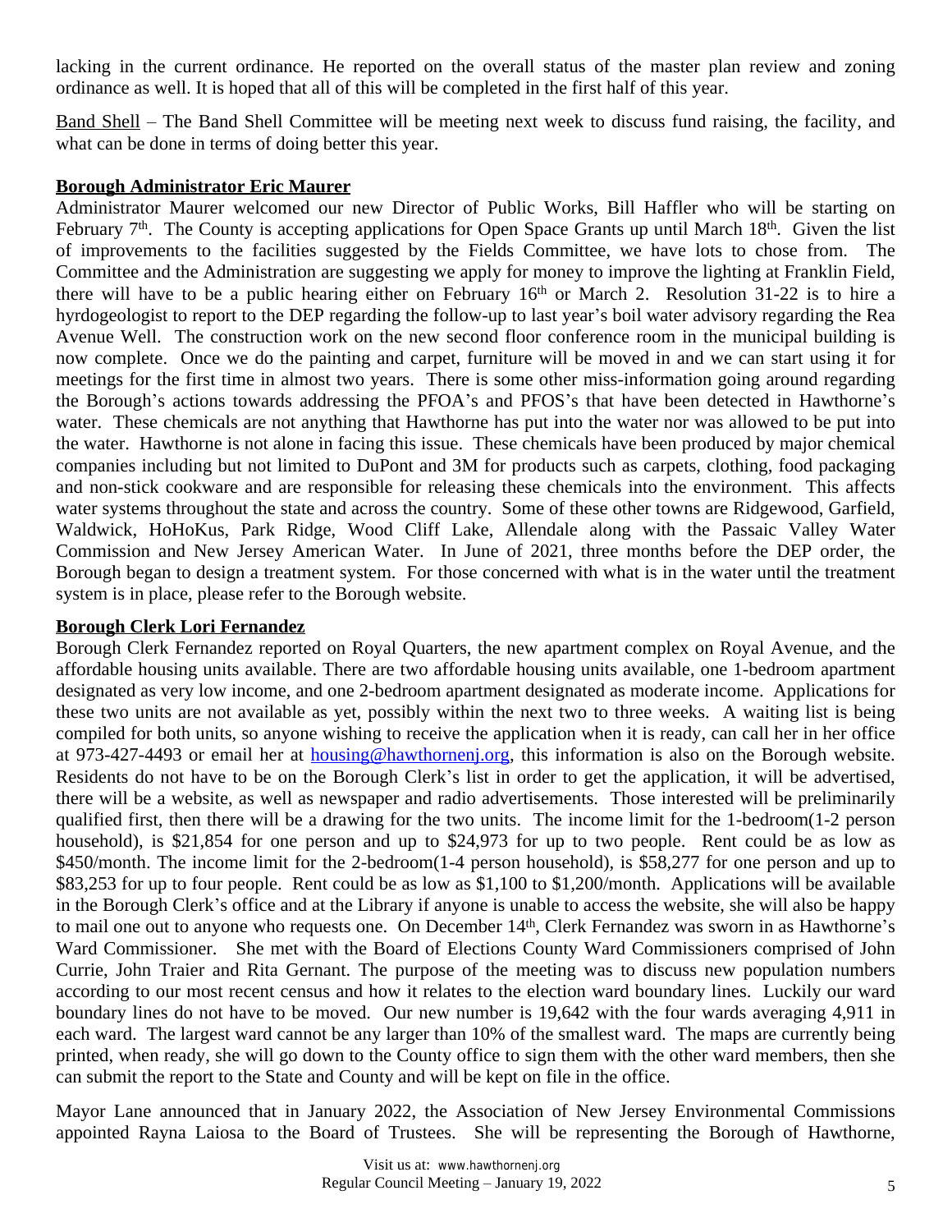lacking in the current ordinance. He reported on the overall status of the master plan review and zoning ordinance as well. It is hoped that all of this will be completed in the first half of this year.

Band Shell – The Band Shell Committee will be meeting next week to discuss fund raising, the facility, and what can be done in terms of doing better this year.

**Borough Administrator Eric Maurer**

Administrator Maurer welcomed our new Director of Public Works, Bill Haffler who will be starting on February 7th. The County is accepting applications for Open Space Grants up until March 18th. Given the list of improvements to the facilities suggested by the Fields Committee, we have lots to chose from. The Committee and the Administration are suggesting we apply for money to improve the lighting at Franklin Field, there will have to be a public hearing either on February 16th or March 2. Resolution 31-22 is to hire a hyrdogeologist to report to the DEP regarding the follow-up to last year's boil water advisory regarding the Rea Avenue Well. The construction work on the new second floor conference room in the municipal building is now complete. Once we do the painting and carpet, furniture will be moved in and we can start using it for meetings for the first time in almost two years. There is some other miss-information going around regarding the Borough's actions towards addressing the PFOA's and PFOS's that have been detected in Hawthorne's water. These chemicals are not anything that Hawthorne has put into the water nor was allowed to be put into the water. Hawthorne is not alone in facing this issue. These chemicals have been produced by major chemical companies including but not limited to DuPont and 3M for products such as carpets, clothing, food packaging and non-stick cookware and are responsible for releasing these chemicals into the environment. This affects water systems throughout the state and across the country. Some of these other towns are Ridgewood, Garfield, Waldwick, HoHoKus, Park Ridge, Wood Cliff Lake, Allendale along with the Passaic Valley Water Commission and New Jersey American Water. In June of 2021, three months before the DEP order, the Borough began to design a treatment system. For those concerned with what is in the water until the treatment system is in place, please refer to the Borough website.

**Borough Clerk Lori Fernandez**

Borough Clerk Fernandez reported on Royal Quarters, the new apartment complex on Royal Avenue, and the affordable housing units available. There are two affordable housing units available, one 1-bedroom apartment designated as very low income, and one 2-bedroom apartment designated as moderate income. Applications for these two units are not available as yet, possibly within the next two to three weeks. A waiting list is being compiled for both units, so anyone wishing to receive the application when it is ready, can call her in her office at 973-427-4493 or email her at housing@hawthornenj.org, this information is also on the Borough website. Residents do not have to be on the Borough Clerk's list in order to get the application, it will be advertised, there will be a website, as well as newspaper and radio advertisements. Those interested will be preliminarily qualified first, then there will be a drawing for the two units. The income limit for the 1-bedroom(1-2 person household), is $21,854 for one person and up to $24,973 for up to two people. Rent could be as low as $450/month. The income limit for the 2-bedroom(1-4 person household), is $58,277 for one person and up to $83,253 for up to four people. Rent could be as low as $1,100 to $1,200/month. Applications will be available in the Borough Clerk's office and at the Library if anyone is unable to access the website, she will also be happy to mail one out to anyone who requests one. On December 14th, Clerk Fernandez was sworn in as Hawthorne's Ward Commissioner. She met with the Board of Elections County Ward Commissioners comprised of John Currie, John Traier and Rita Gernant. The purpose of the meeting was to discuss new population numbers according to our most recent census and how it relates to the election ward boundary lines. Luckily our ward boundary lines do not have to be moved. Our new number is 19,642 with the four wards averaging 4,911 in each ward. The largest ward cannot be any larger than 10% of the smallest ward. The maps are currently being printed, when ready, she will go down to the County office to sign them with the other ward members, then she can submit the report to the State and County and will be kept on file in the office.

Mayor Lane announced that in January 2022, the Association of New Jersey Environmental Commissions appointed Rayna Laiosa to the Board of Trustees. She will be representing the Borough of Hawthorne,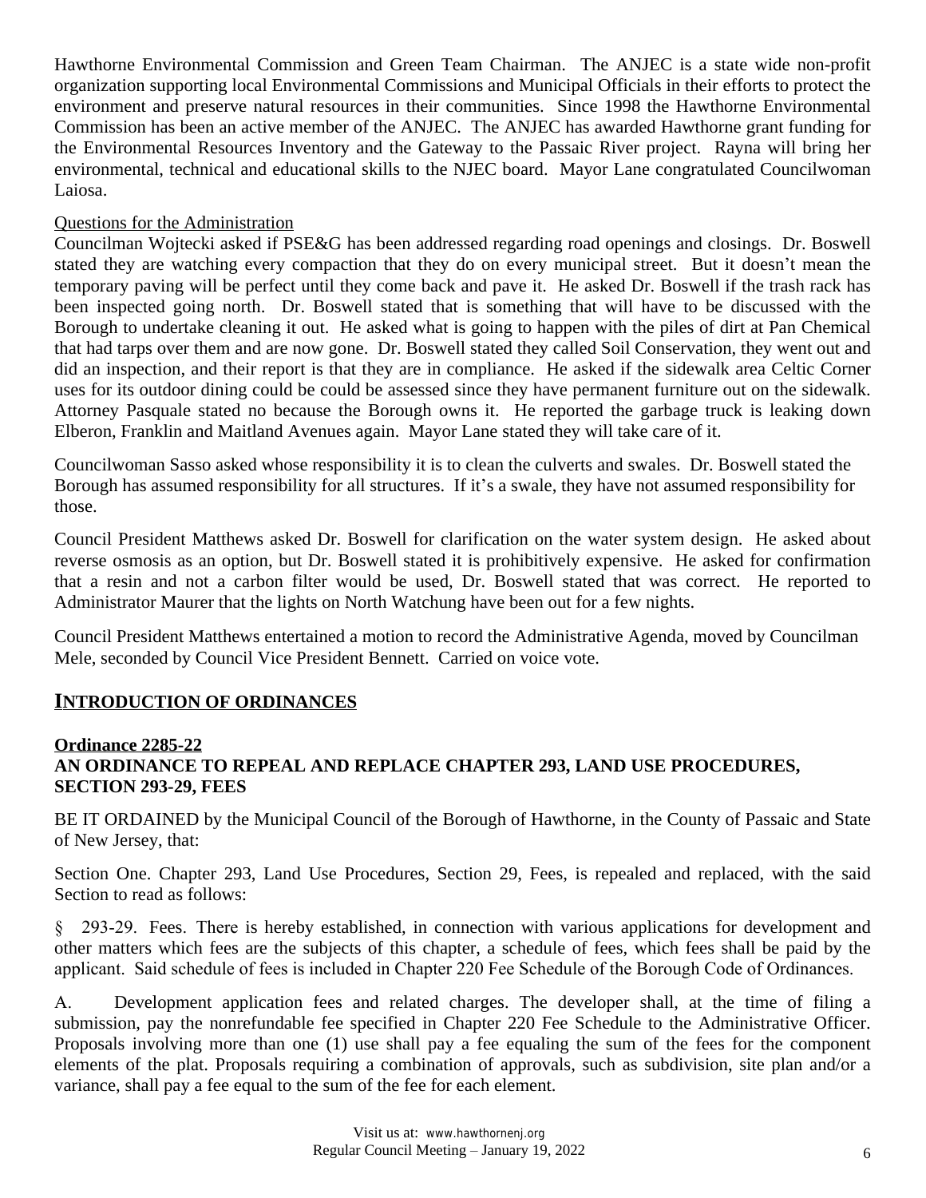Hawthorne Environmental Commission and Green Team Chairman. The ANJEC is a state wide non-profit organization supporting local Environmental Commissions and Municipal Officials in their efforts to protect the environment and preserve natural resources in their communities. Since 1998 the Hawthorne Environmental Commission has been an active member of the ANJEC. The ANJEC has awarded Hawthorne grant funding for the Environmental Resources Inventory and the Gateway to the Passaic River project. Rayna will bring her environmental, technical and educational skills to the NJEC board. Mayor Lane congratulated Councilwoman Laiosa.

Questions for the Administration

Councilman Wojtecki asked if PSE&G has been addressed regarding road openings and closings. Dr. Boswell stated they are watching every compaction that they do on every municipal street. But it doesn't mean the temporary paving will be perfect until they come back and pave it. He asked Dr. Boswell if the trash rack has been inspected going north. Dr. Boswell stated that is something that will have to be discussed with the Borough to undertake cleaning it out. He asked what is going to happen with the piles of dirt at Pan Chemical that had tarps over them and are now gone. Dr. Boswell stated they called Soil Conservation, they went out and did an inspection, and their report is that they are in compliance. He asked if the sidewalk area Celtic Corner uses for its outdoor dining could be could be assessed since they have permanent furniture out on the sidewalk. Attorney Pasquale stated no because the Borough owns it. He reported the garbage truck is leaking down Elberon, Franklin and Maitland Avenues again. Mayor Lane stated they will take care of it.

Councilwoman Sasso asked whose responsibility it is to clean the culverts and swales. Dr. Boswell stated the Borough has assumed responsibility for all structures. If it's a swale, they have not assumed responsibility for those.

Council President Matthews asked Dr. Boswell for clarification on the water system design. He asked about reverse osmosis as an option, but Dr. Boswell stated it is prohibitively expensive. He asked for confirmation that a resin and not a carbon filter would be used, Dr. Boswell stated that was correct. He reported to Administrator Maurer that the lights on North Watchung have been out for a few nights.

Council President Matthews entertained a motion to record the Administrative Agenda, moved by Councilman Mele, seconded by Council Vice President Bennett. Carried on voice vote.

## INTRODUCTION OF ORDINANCES

**Ordinance 2285-22**
**AN ORDINANCE TO REPEAL AND REPLACE CHAPTER 293, LAND USE PROCEDURES, SECTION 293-29, FEES**

BE IT ORDAINED by the Municipal Council of the Borough of Hawthorne, in the County of Passaic and State of New Jersey, that:

Section One. Chapter 293, Land Use Procedures, Section 29, Fees, is repealed and replaced, with the said Section to read as follows:

§ 293-29. Fees. There is hereby established, in connection with various applications for development and other matters which fees are the subjects of this chapter, a schedule of fees, which fees shall be paid by the applicant. Said schedule of fees is included in Chapter 220 Fee Schedule of the Borough Code of Ordinances.

A. Development application fees and related charges. The developer shall, at the time of filing a submission, pay the nonrefundable fee specified in Chapter 220 Fee Schedule to the Administrative Officer. Proposals involving more than one (1) use shall pay a fee equaling the sum of the fees for the component elements of the plat. Proposals requiring a combination of approvals, such as subdivision, site plan and/or a variance, shall pay a fee equal to the sum of the fee for each element.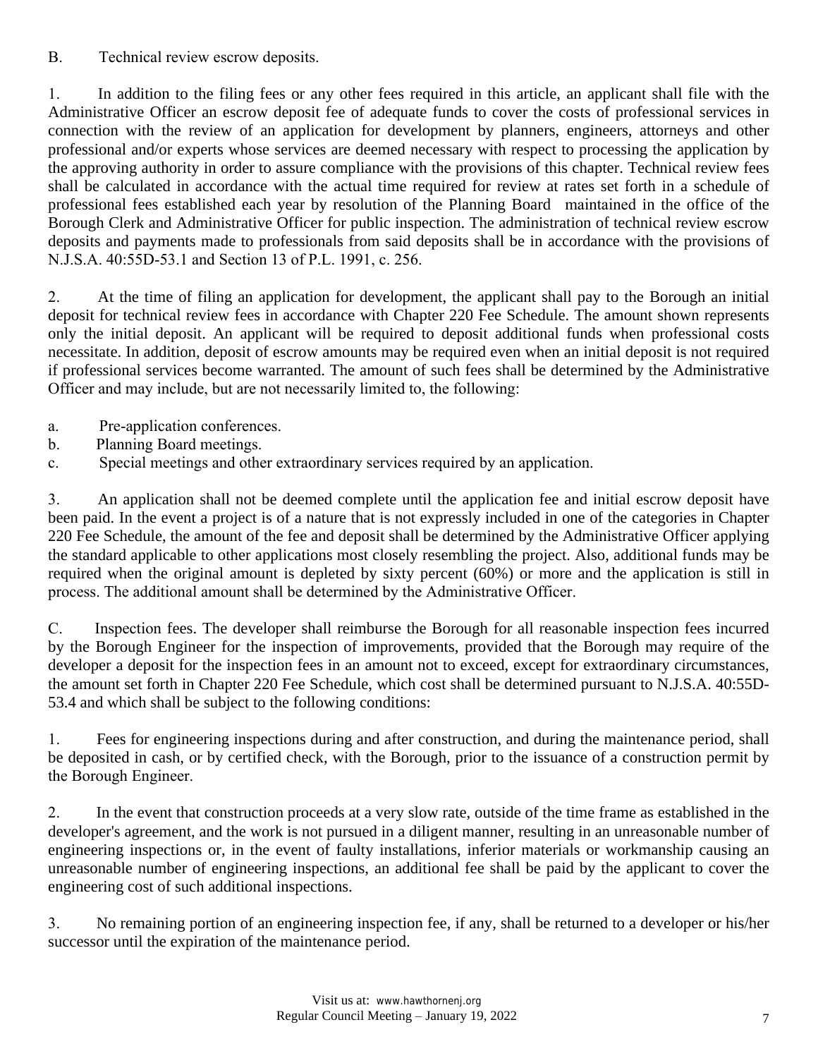B. Technical review escrow deposits.

1. In addition to the filing fees or any other fees required in this article, an applicant shall file with the Administrative Officer an escrow deposit fee of adequate funds to cover the costs of professional services in connection with the review of an application for development by planners, engineers, attorneys and other professional and/or experts whose services are deemed necessary with respect to processing the application by the approving authority in order to assure compliance with the provisions of this chapter. Technical review fees shall be calculated in accordance with the actual time required for review at rates set forth in a schedule of professional fees established each year by resolution of the Planning Board maintained in the office of the Borough Clerk and Administrative Officer for public inspection. The administration of technical review escrow deposits and payments made to professionals from said deposits shall be in accordance with the provisions of N.J.S.A. 40:55D-53.1 and Section 13 of P.L. 1991, c. 256.

2. At the time of filing an application for development, the applicant shall pay to the Borough an initial deposit for technical review fees in accordance with Chapter 220 Fee Schedule. The amount shown represents only the initial deposit. An applicant will be required to deposit additional funds when professional costs necessitate. In addition, deposit of escrow amounts may be required even when an initial deposit is not required if professional services become warranted. The amount of such fees shall be determined by the Administrative Officer and may include, but are not necessarily limited to, the following:

a. Pre-application conferences.
b. Planning Board meetings.
c. Special meetings and other extraordinary services required by an application.

3. An application shall not be deemed complete until the application fee and initial escrow deposit have been paid. In the event a project is of a nature that is not expressly included in one of the categories in Chapter 220 Fee Schedule, the amount of the fee and deposit shall be determined by the Administrative Officer applying the standard applicable to other applications most closely resembling the project. Also, additional funds may be required when the original amount is depleted by sixty percent (60%) or more and the application is still in process. The additional amount shall be determined by the Administrative Officer.

C. Inspection fees. The developer shall reimburse the Borough for all reasonable inspection fees incurred by the Borough Engineer for the inspection of improvements, provided that the Borough may require of the developer a deposit for the inspection fees in an amount not to exceed, except for extraordinary circumstances, the amount set forth in Chapter 220 Fee Schedule, which cost shall be determined pursuant to N.J.S.A. 40:55D-53.4 and which shall be subject to the following conditions:

1. Fees for engineering inspections during and after construction, and during the maintenance period, shall be deposited in cash, or by certified check, with the Borough, prior to the issuance of a construction permit by the Borough Engineer.

2. In the event that construction proceeds at a very slow rate, outside of the time frame as established in the developer's agreement, and the work is not pursued in a diligent manner, resulting in an unreasonable number of engineering inspections or, in the event of faulty installations, inferior materials or workmanship causing an unreasonable number of engineering inspections, an additional fee shall be paid by the applicant to cover the engineering cost of such additional inspections.

3. No remaining portion of an engineering inspection fee, if any, shall be returned to a developer or his/her successor until the expiration of the maintenance period.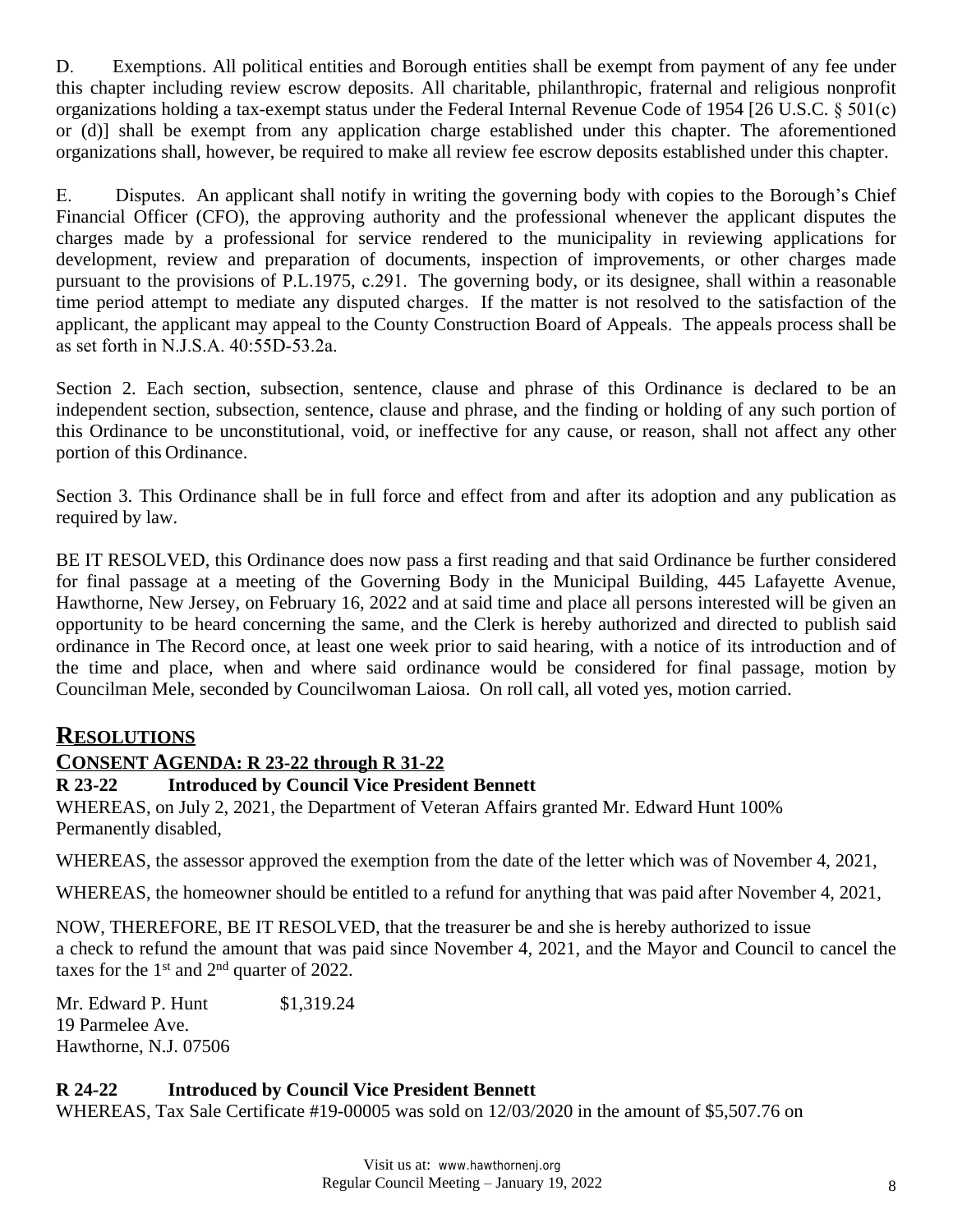D. Exemptions. All political entities and Borough entities shall be exempt from payment of any fee under this chapter including review escrow deposits. All charitable, philanthropic, fraternal and religious nonprofit organizations holding a tax-exempt status under the Federal Internal Revenue Code of 1954 [26 U.S.C. § 501(c) or (d)] shall be exempt from any application charge established under this chapter. The aforementioned organizations shall, however, be required to make all review fee escrow deposits established under this chapter.

E. Disputes. An applicant shall notify in writing the governing body with copies to the Borough's Chief Financial Officer (CFO), the approving authority and the professional whenever the applicant disputes the charges made by a professional for service rendered to the municipality in reviewing applications for development, review and preparation of documents, inspection of improvements, or other charges made pursuant to the provisions of P.L.1975, c.291. The governing body, or its designee, shall within a reasonable time period attempt to mediate any disputed charges. If the matter is not resolved to the satisfaction of the applicant, the applicant may appeal to the County Construction Board of Appeals. The appeals process shall be as set forth in N.J.S.A. 40:55D-53.2a.

Section 2. Each section, subsection, sentence, clause and phrase of this Ordinance is declared to be an independent section, subsection, sentence, clause and phrase, and the finding or holding of any such portion of this Ordinance to be unconstitutional, void, or ineffective for any cause, or reason, shall not affect any other portion of this Ordinance.

Section 3. This Ordinance shall be in full force and effect from and after its adoption and any publication as required by law.

BE IT RESOLVED, this Ordinance does now pass a first reading and that said Ordinance be further considered for final passage at a meeting of the Governing Body in the Municipal Building, 445 Lafayette Avenue, Hawthorne, New Jersey, on February 16, 2022 and at said time and place all persons interested will be given an opportunity to be heard concerning the same, and the Clerk is hereby authorized and directed to publish said ordinance in The Record once, at least one week prior to said hearing, with a notice of its introduction and of the time and place, when and where said ordinance would be considered for final passage, motion by Councilman Mele, seconded by Councilwoman Laiosa. On roll call, all voted yes, motion carried.

## RESOLUTIONS

### CONSENT AGENDA: R 23-22 through R 31-22

**R 23-22 Introduced by Council Vice President Bennett**

WHEREAS, on July 2, 2021, the Department of Veteran Affairs granted Mr. Edward Hunt 100% Permanently disabled,

WHEREAS, the assessor approved the exemption from the date of the letter which was of November 4, 2021,

WHEREAS, the homeowner should be entitled to a refund for anything that was paid after November 4, 2021,

NOW, THEREFORE, BE IT RESOLVED, that the treasurer be and she is hereby authorized to issue a check to refund the amount that was paid since November 4, 2021, and the Mayor and Council to cancel the taxes for the 1st and 2nd quarter of 2022.

Mr. Edward P. Hunt $1,319.24
19 Parmelee Ave.
Hawthorne, N.J. 07506

**R 24-22 Introduced by Council Vice President Bennett**

WHEREAS, Tax Sale Certificate #19-00005 was sold on 12/03/2020 in the amount of $5,507.76 on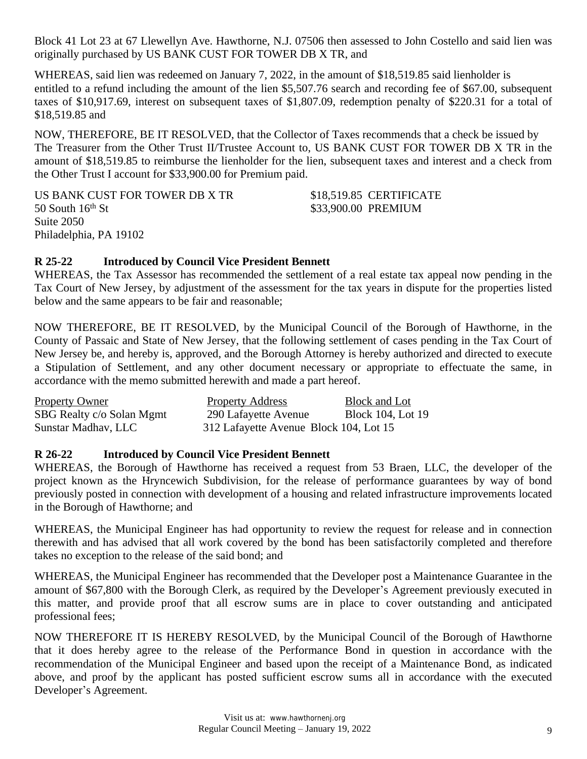Block 41 Lot 23 at 67 Llewellyn Ave. Hawthorne, N.J. 07506 then assessed to John Costello and said lien was originally purchased by US BANK CUST FOR TOWER DB X TR, and

WHEREAS, said lien was redeemed on January 7, 2022, in the amount of $18,519.85 said lienholder is entitled to a refund including the amount of the lien $5,507.76 search and recording fee of $67.00, subsequent taxes of $10,917.69, interest on subsequent taxes of $1,807.09, redemption penalty of $220.31 for a total of $18,519.85 and

NOW, THEREFORE, BE IT RESOLVED, that the Collector of Taxes recommends that a check be issued by The Treasurer from the Other Trust II/Trustee Account to, US BANK CUST FOR TOWER DB X TR in the amount of $18,519.85 to reimburse the lienholder for the lien, subsequent taxes and interest and a check from the Other Trust I account for $33,900.00 for Premium paid.

| | |
|---|---|
| US BANK CUST FOR TOWER DB X TR | $18,519.85 CERTIFICATE |
| 50 South 16th St | $33,900.00 PREMIUM |
| Suite 2050 | |
| Philadelphia, PA 19102 | |

**R 25-22 Introduced by Council Vice President Bennett**

WHEREAS, the Tax Assessor has recommended the settlement of a real estate tax appeal now pending in the Tax Court of New Jersey, by adjustment of the assessment for the tax years in dispute for the properties listed below and the same appears to be fair and reasonable;

NOW THEREFORE, BE IT RESOLVED, by the Municipal Council of the Borough of Hawthorne, in the County of Passaic and State of New Jersey, that the following settlement of cases pending in the Tax Court of New Jersey be, and hereby is, approved, and the Borough Attorney is hereby authorized and directed to execute a Stipulation of Settlement, and any other document necessary or appropriate to effectuate the same, in accordance with the memo submitted herewith and made a part hereof.

| Property Owner | Property Address | Block and Lot |
|---|---|---|
| SBG Realty c/o Solan Mgmt | 290 Lafayette Avenue | Block 104, Lot 19 |
| Sunstar Madhav, LLC | 312 Lafayette Avenue | Block 104, Lot 15 |

**R 26-22 Introduced by Council Vice President Bennett**

WHEREAS, the Borough of Hawthorne has received a request from 53 Braen, LLC, the developer of the project known as the Hryncewich Subdivision, for the release of performance guarantees by way of bond previously posted in connection with development of a housing and related infrastructure improvements located in the Borough of Hawthorne; and

WHEREAS, the Municipal Engineer has had opportunity to review the request for release and in connection therewith and has advised that all work covered by the bond has been satisfactorily completed and therefore takes no exception to the release of the said bond; and

WHEREAS, the Municipal Engineer has recommended that the Developer post a Maintenance Guarantee in the amount of $67,800 with the Borough Clerk, as required by the Developer's Agreement previously executed in this matter, and provide proof that all escrow sums are in place to cover outstanding and anticipated professional fees;

NOW THEREFORE IT IS HEREBY RESOLVED, by the Municipal Council of the Borough of Hawthorne that it does hereby agree to the release of the Performance Bond in question in accordance with the recommendation of the Municipal Engineer and based upon the receipt of a Maintenance Bond, as indicated above, and proof by the applicant has posted sufficient escrow sums all in accordance with the executed Developer's Agreement.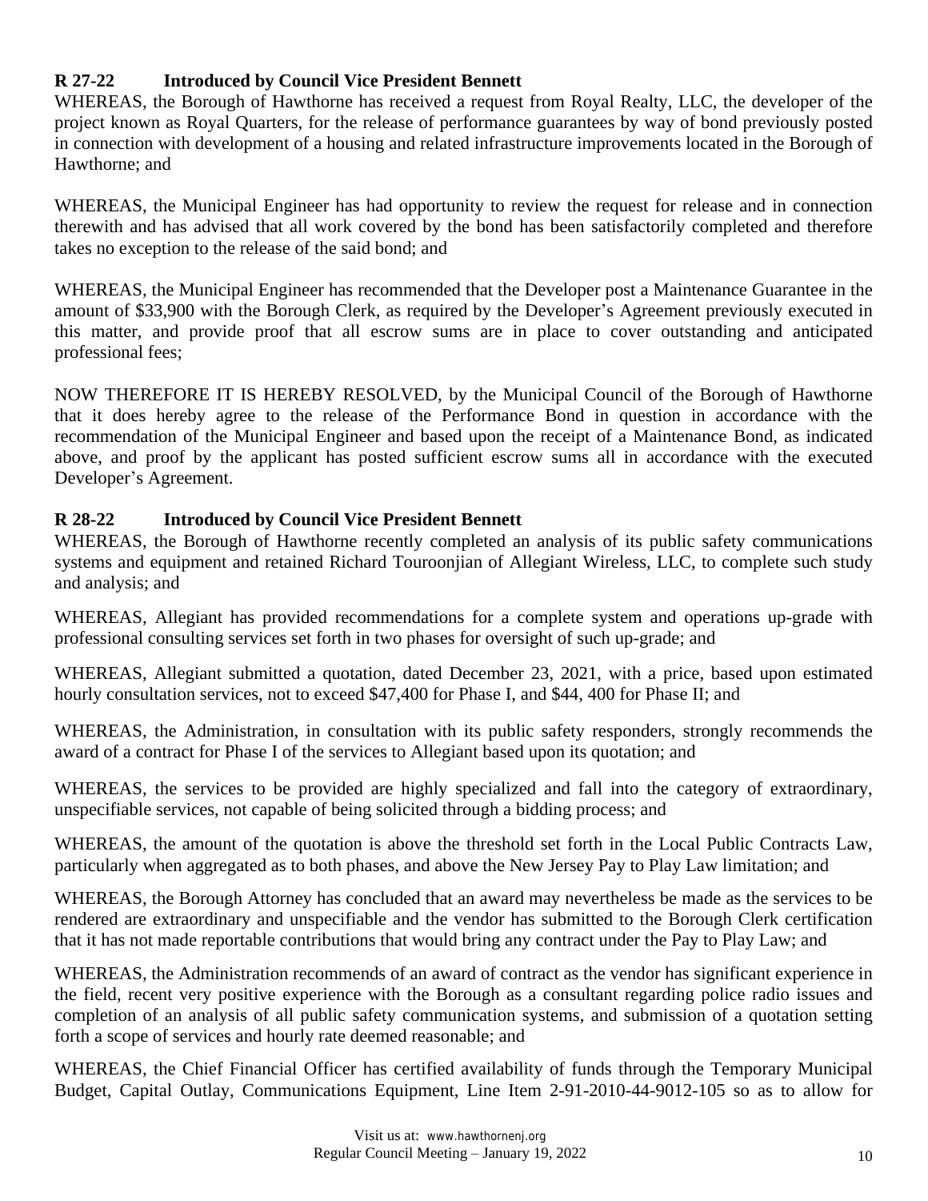**R 27-22 Introduced by Council Vice President Bennett**

WHEREAS, the Borough of Hawthorne has received a request from Royal Realty, LLC, the developer of the project known as Royal Quarters, for the release of performance guarantees by way of bond previously posted in connection with development of a housing and related infrastructure improvements located in the Borough of Hawthorne; and

WHEREAS, the Municipal Engineer has had opportunity to review the request for release and in connection therewith and has advised that all work covered by the bond has been satisfactorily completed and therefore takes no exception to the release of the said bond; and

WHEREAS, the Municipal Engineer has recommended that the Developer post a Maintenance Guarantee in the amount of $33,900 with the Borough Clerk, as required by the Developer's Agreement previously executed in this matter, and provide proof that all escrow sums are in place to cover outstanding and anticipated professional fees;

NOW THEREFORE IT IS HEREBY RESOLVED, by the Municipal Council of the Borough of Hawthorne that it does hereby agree to the release of the Performance Bond in question in accordance with the recommendation of the Municipal Engineer and based upon the receipt of a Maintenance Bond, as indicated above, and proof by the applicant has posted sufficient escrow sums all in accordance with the executed Developer's Agreement.

**R 28-22 Introduced by Council Vice President Bennett**

WHEREAS, the Borough of Hawthorne recently completed an analysis of its public safety communications systems and equipment and retained Richard Touroonjian of Allegiant Wireless, LLC, to complete such study and analysis; and

WHEREAS, Allegiant has provided recommendations for a complete system and operations up-grade with professional consulting services set forth in two phases for oversight of such up-grade; and

WHEREAS, Allegiant submitted a quotation, dated December 23, 2021, with a price, based upon estimated hourly consultation services, not to exceed $47,400 for Phase I, and $44, 400 for Phase II; and

WHEREAS, the Administration, in consultation with its public safety responders, strongly recommends the award of a contract for Phase I of the services to Allegiant based upon its quotation; and

WHEREAS, the services to be provided are highly specialized and fall into the category of extraordinary, unspecifiable services, not capable of being solicited through a bidding process; and

WHEREAS, the amount of the quotation is above the threshold set forth in the Local Public Contracts Law, particularly when aggregated as to both phases, and above the New Jersey Pay to Play Law limitation; and

WHEREAS, the Borough Attorney has concluded that an award may nevertheless be made as the services to be rendered are extraordinary and unspecifiable and the vendor has submitted to the Borough Clerk certification that it has not made reportable contributions that would bring any contract under the Pay to Play Law; and

WHEREAS, the Administration recommends of an award of contract as the vendor has significant experience in the field, recent very positive experience with the Borough as a consultant regarding police radio issues and completion of an analysis of all public safety communication systems, and submission of a quotation setting forth a scope of services and hourly rate deemed reasonable; and

WHEREAS, the Chief Financial Officer has certified availability of funds through the Temporary Municipal Budget, Capital Outlay, Communications Equipment, Line Item 2-91-2010-44-9012-105 so as to allow for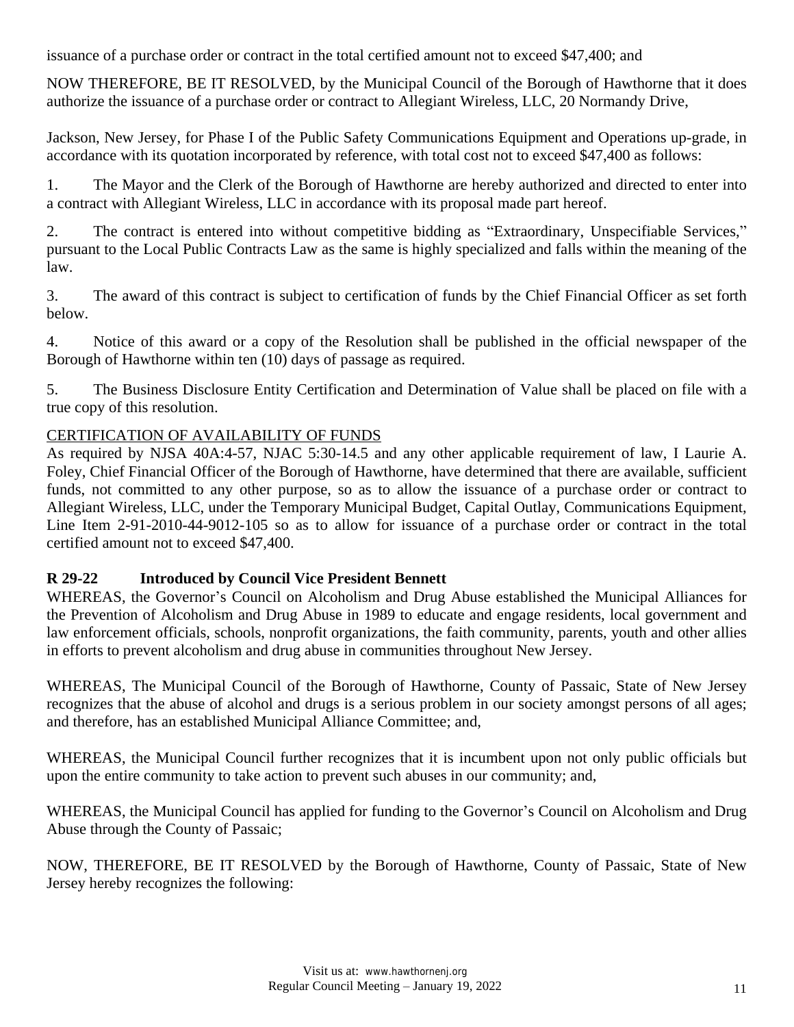issuance of a purchase order or contract in the total certified amount not to exceed $47,400; and

NOW THEREFORE, BE IT RESOLVED, by the Municipal Council of the Borough of Hawthorne that it does authorize the issuance of a purchase order or contract to Allegiant Wireless, LLC, 20 Normandy Drive,

Jackson, New Jersey, for Phase I of the Public Safety Communications Equipment and Operations up-grade, in accordance with its quotation incorporated by reference, with total cost not to exceed $47,400 as follows:

1. The Mayor and the Clerk of the Borough of Hawthorne are hereby authorized and directed to enter into a contract with Allegiant Wireless, LLC in accordance with its proposal made part hereof.

2. The contract is entered into without competitive bidding as "Extraordinary, Unspecifiable Services," pursuant to the Local Public Contracts Law as the same is highly specialized and falls within the meaning of the law.

3. The award of this contract is subject to certification of funds by the Chief Financial Officer as set forth below.

4. Notice of this award or a copy of the Resolution shall be published in the official newspaper of the Borough of Hawthorne within ten (10) days of passage as required.

5. The Business Disclosure Entity Certification and Determination of Value shall be placed on file with a true copy of this resolution.

CERTIFICATION OF AVAILABILITY OF FUNDS

As required by NJSA 40A:4-57, NJAC 5:30-14.5 and any other applicable requirement of law, I Laurie A. Foley, Chief Financial Officer of the Borough of Hawthorne, have determined that there are available, sufficient funds, not committed to any other purpose, so as to allow the issuance of a purchase order or contract to Allegiant Wireless, LLC, under the Temporary Municipal Budget, Capital Outlay, Communications Equipment, Line Item 2-91-2010-44-9012-105 so as to allow for issuance of a purchase order or contract in the total certified amount not to exceed $47,400.

**R 29-22 Introduced by Council Vice President Bennett**

WHEREAS, the Governor's Council on Alcoholism and Drug Abuse established the Municipal Alliances for the Prevention of Alcoholism and Drug Abuse in 1989 to educate and engage residents, local government and law enforcement officials, schools, nonprofit organizations, the faith community, parents, youth and other allies in efforts to prevent alcoholism and drug abuse in communities throughout New Jersey.

WHEREAS, The Municipal Council of the Borough of Hawthorne, County of Passaic, State of New Jersey recognizes that the abuse of alcohol and drugs is a serious problem in our society amongst persons of all ages; and therefore, has an established Municipal Alliance Committee; and,

WHEREAS, the Municipal Council further recognizes that it is incumbent upon not only public officials but upon the entire community to take action to prevent such abuses in our community; and,

WHEREAS, the Municipal Council has applied for funding to the Governor's Council on Alcoholism and Drug Abuse through the County of Passaic;

NOW, THEREFORE, BE IT RESOLVED by the Borough of Hawthorne, County of Passaic, State of New Jersey hereby recognizes the following: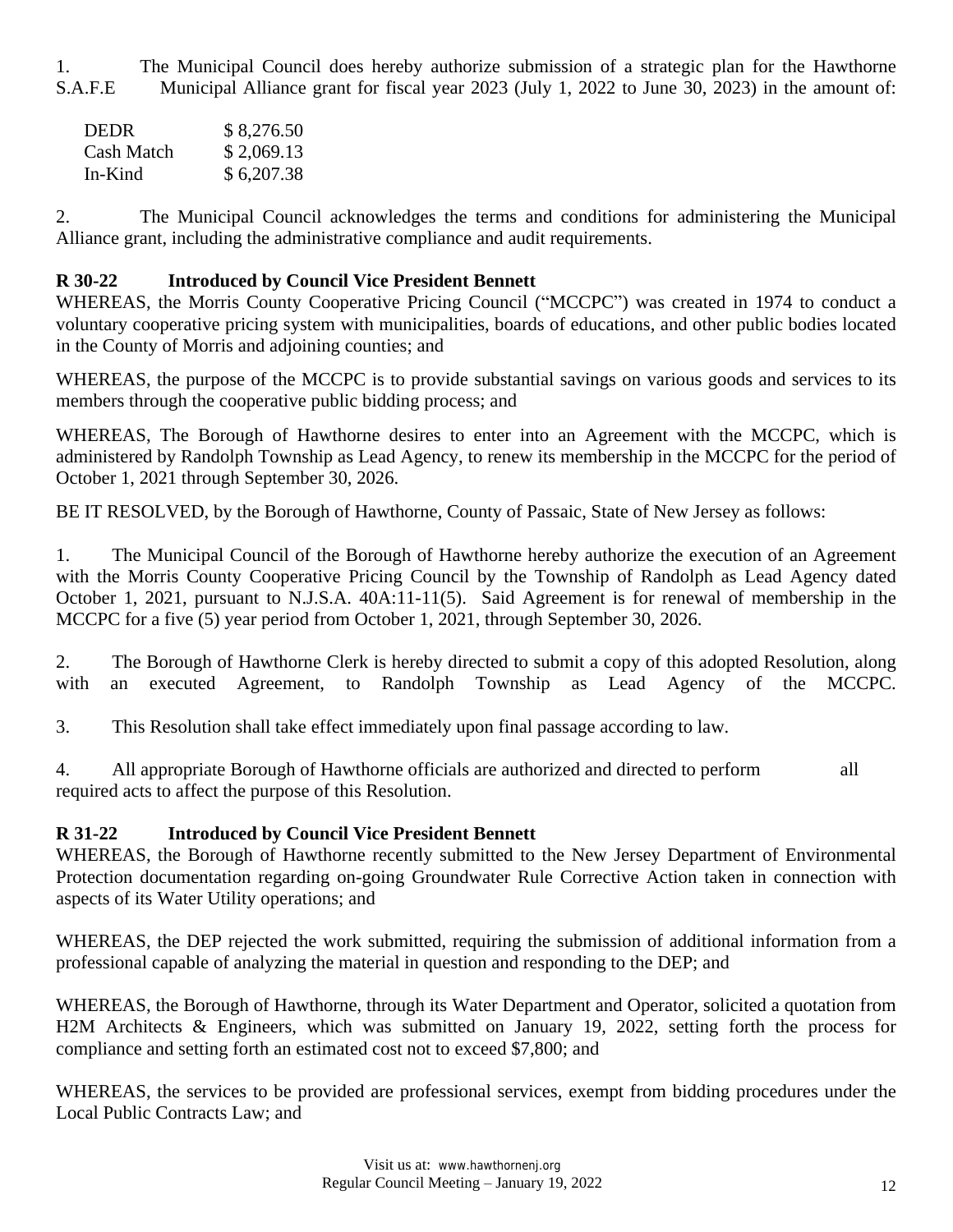1. The Municipal Council does hereby authorize submission of a strategic plan for the Hawthorne S.A.F.E Municipal Alliance grant for fiscal year 2023 (July 1, 2022 to June 30, 2023) in the amount of:

| | |
|---|---|
| DEDR | $ 8,276.50 |
| Cash Match | $ 2,069.13 |
| In-Kind | $ 6,207.38 |

2. The Municipal Council acknowledges the terms and conditions for administering the Municipal Alliance grant, including the administrative compliance and audit requirements.

**R 30-22 Introduced by Council Vice President Bennett**

WHEREAS, the Morris County Cooperative Pricing Council ("MCCPC") was created in 1974 to conduct a voluntary cooperative pricing system with municipalities, boards of educations, and other public bodies located in the County of Morris and adjoining counties; and

WHEREAS, the purpose of the MCCPC is to provide substantial savings on various goods and services to its members through the cooperative public bidding process; and

WHEREAS, The Borough of Hawthorne desires to enter into an Agreement with the MCCPC, which is administered by Randolph Township as Lead Agency, to renew its membership in the MCCPC for the period of October 1, 2021 through September 30, 2026.

BE IT RESOLVED, by the Borough of Hawthorne, County of Passaic, State of New Jersey as follows:

1. The Municipal Council of the Borough of Hawthorne hereby authorize the execution of an Agreement with the Morris County Cooperative Pricing Council by the Township of Randolph as Lead Agency dated October 1, 2021, pursuant to N.J.S.A. 40A:11-11(5). Said Agreement is for renewal of membership in the MCCPC for a five (5) year period from October 1, 2021, through September 30, 2026.

2. The Borough of Hawthorne Clerk is hereby directed to submit a copy of this adopted Resolution, along with an executed Agreement, to Randolph Township as Lead Agency of the MCCPC.

3. This Resolution shall take effect immediately upon final passage according to law.

4. All appropriate Borough of Hawthorne officials are authorized and directed to perform all required acts to affect the purpose of this Resolution.

**R 31-22 Introduced by Council Vice President Bennett**

WHEREAS, the Borough of Hawthorne recently submitted to the New Jersey Department of Environmental Protection documentation regarding on-going Groundwater Rule Corrective Action taken in connection with aspects of its Water Utility operations; and

WHEREAS, the DEP rejected the work submitted, requiring the submission of additional information from a professional capable of analyzing the material in question and responding to the DEP; and

WHEREAS, the Borough of Hawthorne, through its Water Department and Operator, solicited a quotation from H2M Architects & Engineers, which was submitted on January 19, 2022, setting forth the process for compliance and setting forth an estimated cost not to exceed $7,800; and

WHEREAS, the services to be provided are professional services, exempt from bidding procedures under the Local Public Contracts Law; and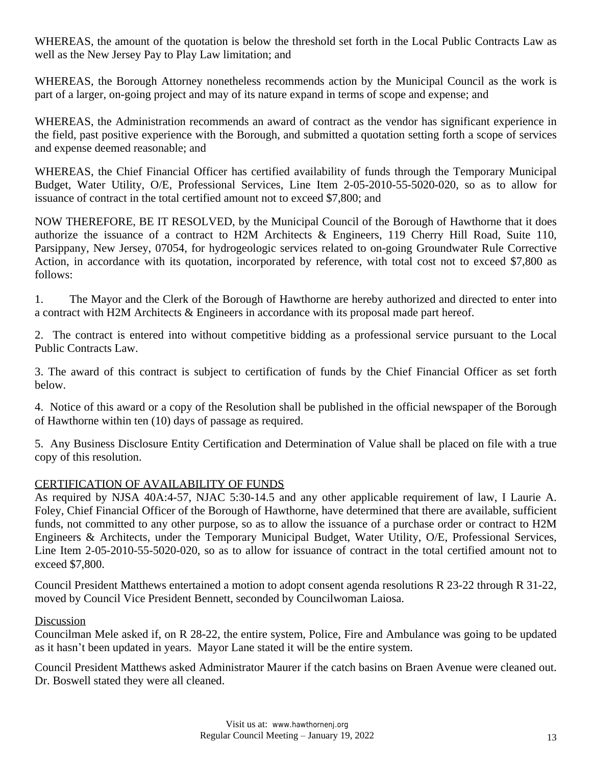WHEREAS, the amount of the quotation is below the threshold set forth in the Local Public Contracts Law as well as the New Jersey Pay to Play Law limitation; and

WHEREAS, the Borough Attorney nonetheless recommends action by the Municipal Council as the work is part of a larger, on-going project and may of its nature expand in terms of scope and expense; and

WHEREAS, the Administration recommends an award of contract as the vendor has significant experience in the field, past positive experience with the Borough, and submitted a quotation setting forth a scope of services and expense deemed reasonable; and

WHEREAS, the Chief Financial Officer has certified availability of funds through the Temporary Municipal Budget, Water Utility, O/E, Professional Services, Line Item 2-05-2010-55-5020-020, so as to allow for issuance of contract in the total certified amount not to exceed $7,800; and

NOW THEREFORE, BE IT RESOLVED, by the Municipal Council of the Borough of Hawthorne that it does authorize the issuance of a contract to H2M Architects & Engineers, 119 Cherry Hill Road, Suite 110, Parsippany, New Jersey, 07054, for hydrogeologic services related to on-going Groundwater Rule Corrective Action, in accordance with its quotation, incorporated by reference, with total cost not to exceed $7,800 as follows:

1. The Mayor and the Clerk of the Borough of Hawthorne are hereby authorized and directed to enter into a contract with H2M Architects & Engineers in accordance with its proposal made part hereof.

2. The contract is entered into without competitive bidding as a professional service pursuant to the Local Public Contracts Law.

3. The award of this contract is subject to certification of funds by the Chief Financial Officer as set forth below.

4. Notice of this award or a copy of the Resolution shall be published in the official newspaper of the Borough of Hawthorne within ten (10) days of passage as required.

5. Any Business Disclosure Entity Certification and Determination of Value shall be placed on file with a true copy of this resolution.

CERTIFICATION OF AVAILABILITY OF FUNDS

As required by NJSA 40A:4-57, NJAC 5:30-14.5 and any other applicable requirement of law, I Laurie A. Foley, Chief Financial Officer of the Borough of Hawthorne, have determined that there are available, sufficient funds, not committed to any other purpose, so as to allow the issuance of a purchase order or contract to H2M Engineers & Architects, under the Temporary Municipal Budget, Water Utility, O/E, Professional Services, Line Item 2-05-2010-55-5020-020, so as to allow for issuance of contract in the total certified amount not to exceed $7,800.

Council President Matthews entertained a motion to adopt consent agenda resolutions R 23-22 through R 31-22, moved by Council Vice President Bennett, seconded by Councilwoman Laiosa.

Discussion

Councilman Mele asked if, on R 28-22, the entire system, Police, Fire and Ambulance was going to be updated as it hasn't been updated in years. Mayor Lane stated it will be the entire system.

Council President Matthews asked Administrator Maurer if the catch basins on Braen Avenue were cleaned out. Dr. Boswell stated they were all cleaned.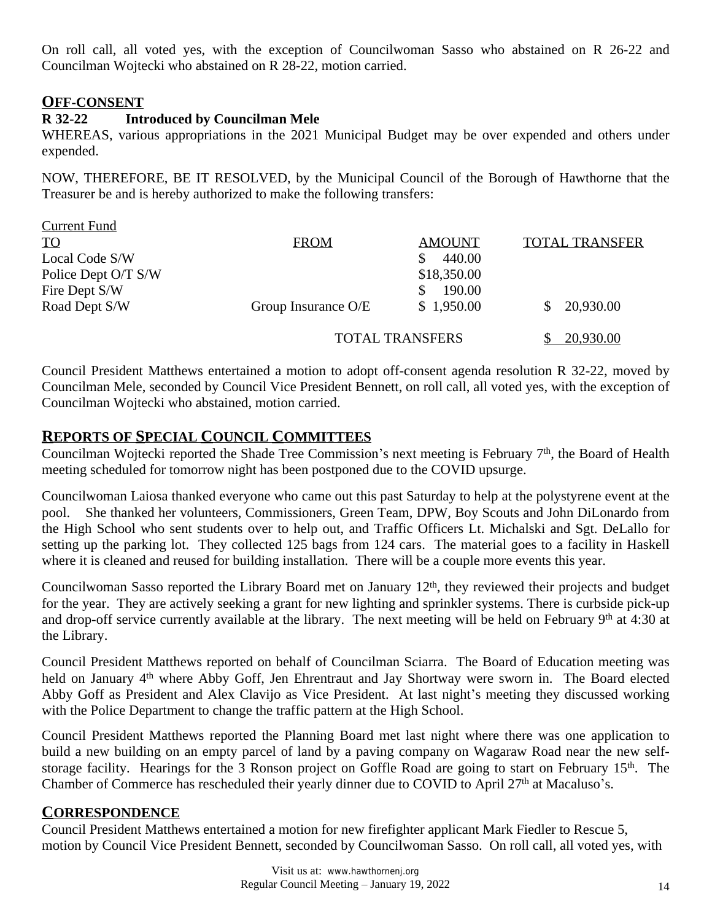On roll call, all voted yes, with the exception of Councilwoman Sasso who abstained on R 26-22 and Councilman Wojtecki who abstained on R 28-22, motion carried.

## OFF-CONSENT

**R 32-22 Introduced by Councilman Mele**

WHEREAS, various appropriations in the 2021 Municipal Budget may be over expended and others under expended.

NOW, THEREFORE, BE IT RESOLVED, by the Municipal Council of the Borough of Hawthorne that the Treasurer be and is hereby authorized to make the following transfers:

Current Fund

| TO | FROM | AMOUNT | TOTAL TRANSFER |
|---|---|---|---|
| Local Code S/W | | $ 440.00 | |
| Police Dept O/T S/W | | $18,350.00 | |
| Fire Dept S/W | | $ 190.00 | |
| Road Dept S/W | Group Insurance O/E | $ 1,950.00 | $ 20,930.00 |
| | TOTAL TRANSFERS | | $ 20,930.00 |

Council President Matthews entertained a motion to adopt off-consent agenda resolution R 32-22, moved by Councilman Mele, seconded by Council Vice President Bennett, on roll call, all voted yes, with the exception of Councilman Wojtecki who abstained, motion carried.

## REPORTS OF SPECIAL COUNCIL COMMITTEES

Councilman Wojtecki reported the Shade Tree Commission's next meeting is February 7th, the Board of Health meeting scheduled for tomorrow night has been postponed due to the COVID upsurge.

Councilwoman Laiosa thanked everyone who came out this past Saturday to help at the polystyrene event at the pool. She thanked her volunteers, Commissioners, Green Team, DPW, Boy Scouts and John DiLonardo from the High School who sent students over to help out, and Traffic Officers Lt. Michalski and Sgt. DeLallo for setting up the parking lot. They collected 125 bags from 124 cars. The material goes to a facility in Haskell where it is cleaned and reused for building installation. There will be a couple more events this year.

Councilwoman Sasso reported the Library Board met on January 12th, they reviewed their projects and budget for the year. They are actively seeking a grant for new lighting and sprinkler systems. There is curbside pick-up and drop-off service currently available at the library. The next meeting will be held on February 9th at 4:30 at the Library.

Council President Matthews reported on behalf of Councilman Sciarra. The Board of Education meeting was held on January 4th where Abby Goff, Jen Ehrentraut and Jay Shortway were sworn in. The Board elected Abby Goff as President and Alex Clavijo as Vice President. At last night's meeting they discussed working with the Police Department to change the traffic pattern at the High School.

Council President Matthews reported the Planning Board met last night where there was one application to build a new building on an empty parcel of land by a paving company on Wagaraw Road near the new self-storage facility. Hearings for the 3 Ronson project on Goffle Road are going to start on February 15th. The Chamber of Commerce has rescheduled their yearly dinner due to COVID to April 27th at Macaluso's.

## CORRESPONDENCE

Council President Matthews entertained a motion for new firefighter applicant Mark Fiedler to Rescue 5, motion by Council Vice President Bennett, seconded by Councilwoman Sasso. On roll call, all voted yes, with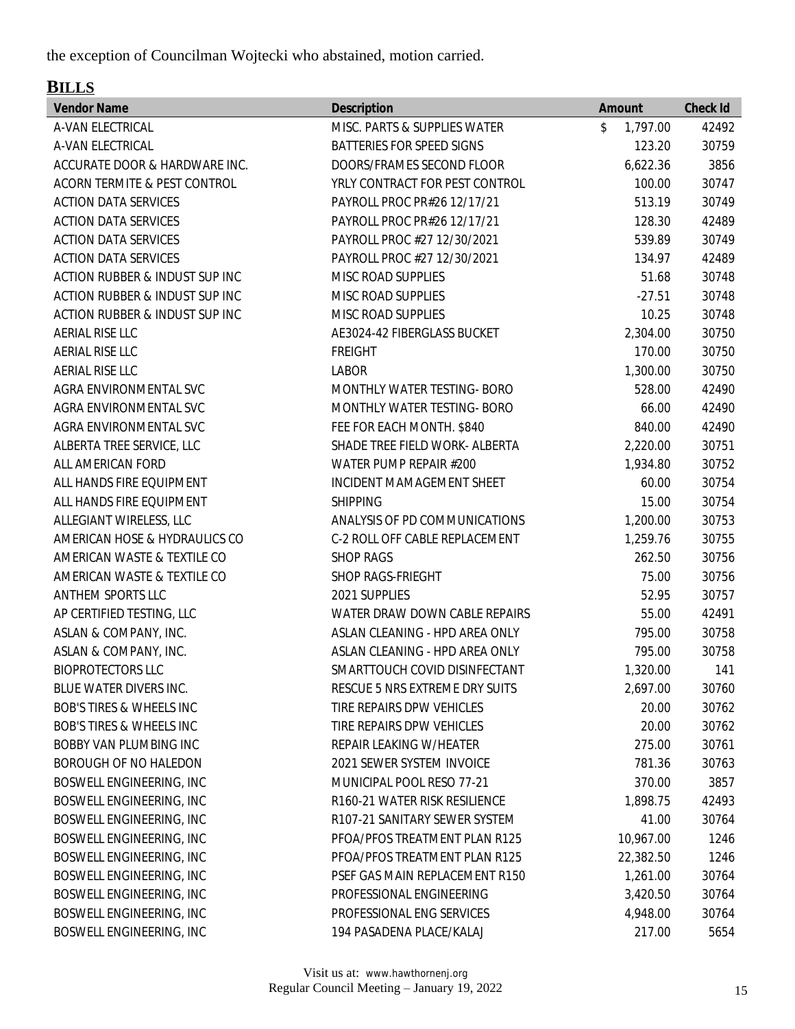the exception of Councilman Wojtecki who abstained, motion carried.

## BILLS

| Vendor Name | Description | Amount | Check Id |
|---|---|---|---|
| A-VAN ELECTRICAL | MISC. PARTS & SUPPLIES WATER | $ 1,797.00 | 42492 |
| A-VAN ELECTRICAL | BATTERIES FOR SPEED SIGNS | 123.20 | 30759 |
| ACCURATE DOOR & HARDWARE INC. | DOORS/FRAMES SECOND FLOOR | 6,622.36 | 3856 |
| ACORN TERMITE & PEST CONTROL | YRLY CONTRACT FOR PEST CONTROL | 100.00 | 30747 |
| ACTION DATA SERVICES | PAYROLL PROC PR#26 12/17/21 | 513.19 | 30749 |
| ACTION DATA SERVICES | PAYROLL PROC PR#26 12/17/21 | 128.30 | 42489 |
| ACTION DATA SERVICES | PAYROLL PROC #27 12/30/2021 | 539.89 | 30749 |
| ACTION DATA SERVICES | PAYROLL PROC #27 12/30/2021 | 134.97 | 42489 |
| ACTION RUBBER & INDUST SUP INC | MISC ROAD SUPPLIES | 51.68 | 30748 |
| ACTION RUBBER & INDUST SUP INC | MISC ROAD SUPPLIES | -27.51 | 30748 |
| ACTION RUBBER & INDUST SUP INC | MISC ROAD SUPPLIES | 10.25 | 30748 |
| AERIAL RISE LLC | AE3024-42 FIBERGLASS BUCKET | 2,304.00 | 30750 |
| AERIAL RISE LLC | FREIGHT | 170.00 | 30750 |
| AERIAL RISE LLC | LABOR | 1,300.00 | 30750 |
| AGRA ENVIRONMENTAL SVC | MONTHLY WATER TESTING- BORO | 528.00 | 42490 |
| AGRA ENVIRONMENTAL SVC | MONTHLY WATER TESTING- BORO | 66.00 | 42490 |
| AGRA ENVIRONMENTAL SVC | FEE FOR EACH MONTH. $840 | 840.00 | 42490 |
| ALBERTA TREE SERVICE, LLC | SHADE TREE FIELD WORK- ALBERTA | 2,220.00 | 30751 |
| ALL AMERICAN FORD | WATER PUMP REPAIR #200 | 1,934.80 | 30752 |
| ALL HANDS FIRE EQUIPMENT | INCIDENT MAMAGEMENT SHEET | 60.00 | 30754 |
| ALL HANDS FIRE EQUIPMENT | SHIPPING | 15.00 | 30754 |
| ALLEGIANT WIRELESS, LLC | ANALYSIS OF PD COMMUNICATIONS | 1,200.00 | 30753 |
| AMERICAN HOSE & HYDRAULICS CO | C-2 ROLL OFF CABLE REPLACEMENT | 1,259.76 | 30755 |
| AMERICAN WASTE & TEXTILE CO | SHOP RAGS | 262.50 | 30756 |
| AMERICAN WASTE & TEXTILE CO | SHOP RAGS-FRIEGHT | 75.00 | 30756 |
| ANTHEM SPORTS LLC | 2021 SUPPLIES | 52.95 | 30757 |
| AP CERTIFIED TESTING, LLC | WATER DRAW DOWN CABLE REPAIRS | 55.00 | 42491 |
| ASLAN & COMPANY, INC. | ASLAN CLEANING - HPD AREA ONLY | 795.00 | 30758 |
| ASLAN & COMPANY, INC. | ASLAN CLEANING - HPD AREA ONLY | 795.00 | 30758 |
| BIOPROTECTORS LLC | SMARTTOUCH COVID DISINFECTANT | 1,320.00 | 141 |
| BLUE WATER DIVERS INC. | RESCUE 5 NRS EXTREME DRY SUITS | 2,697.00 | 30760 |
| BOB'S TIRES & WHEELS INC | TIRE REPAIRS DPW VEHICLES | 20.00 | 30762 |
| BOB'S TIRES & WHEELS INC | TIRE REPAIRS DPW VEHICLES | 20.00 | 30762 |
| BOBBY VAN PLUMBING INC | REPAIR LEAKING W/HEATER | 275.00 | 30761 |
| BOROUGH OF NO HALEDON | 2021 SEWER SYSTEM INVOICE | 781.36 | 30763 |
| BOSWELL ENGINEERING, INC | MUNICIPAL POOL RESO 77-21 | 370.00 | 3857 |
| BOSWELL ENGINEERING, INC | R160-21 WATER RISK RESILIENCE | 1,898.75 | 42493 |
| BOSWELL ENGINEERING, INC | R107-21 SANITARY SEWER SYSTEM | 41.00 | 30764 |
| BOSWELL ENGINEERING, INC | PFOA/PFOS TREATMENT PLAN R125 | 10,967.00 | 1246 |
| BOSWELL ENGINEERING, INC | PFOA/PFOS TREATMENT PLAN R125 | 22,382.50 | 1246 |
| BOSWELL ENGINEERING, INC | PSEF GAS MAIN REPLACEMENT R150 | 1,261.00 | 30764 |
| BOSWELL ENGINEERING, INC | PROFESSIONAL ENGINEERING | 3,420.50 | 30764 |
| BOSWELL ENGINEERING, INC | PROFESSIONAL ENG SERVICES | 4,948.00 | 30764 |
| BOSWELL ENGINEERING, INC | 194 PASADENA PLACE/KALAJ | 217.00 | 5654 |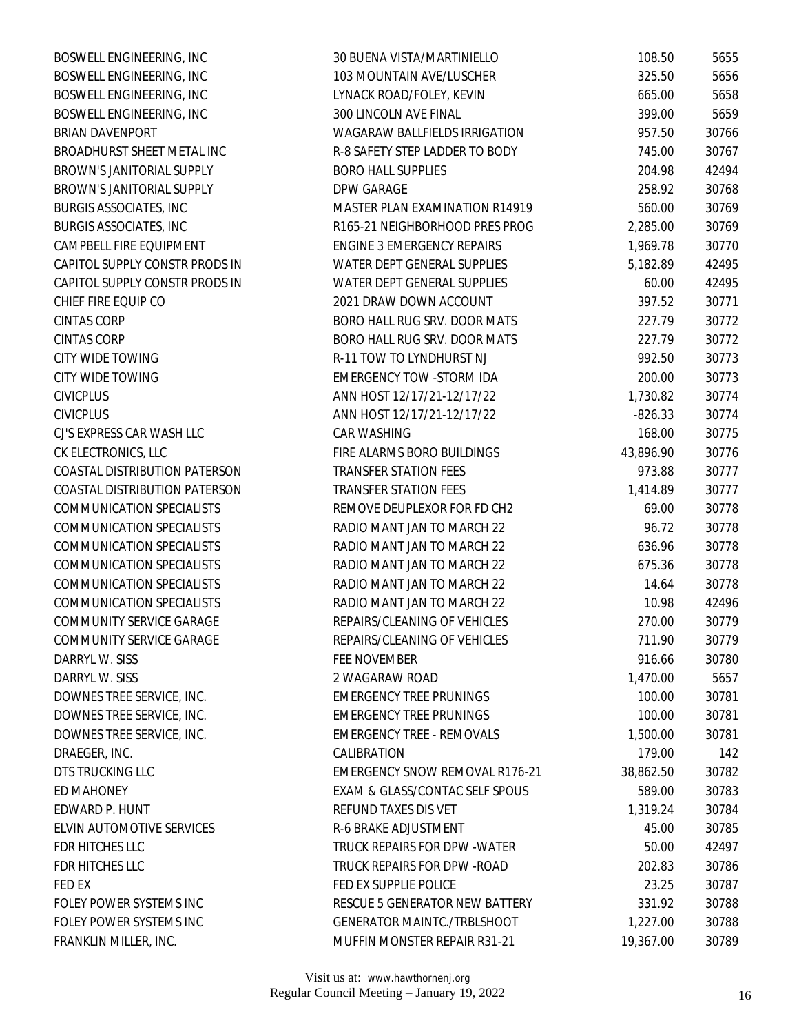| | | | |
|---|---|---|---|
| BOSWELL ENGINEERING, INC | 30 BUENA VISTA/MARTINIELLO | 108.50 | 5655 |
| BOSWELL ENGINEERING, INC | 103 MOUNTAIN AVE/LUSCHER | 325.50 | 5656 |
| BOSWELL ENGINEERING, INC | LYNACK ROAD/FOLEY, KEVIN | 665.00 | 5658 |
| BOSWELL ENGINEERING, INC | 300 LINCOLN AVE FINAL | 399.00 | 5659 |
| BRIAN DAVENPORT | WAGARAW BALLFIELDS IRRIGATION | 957.50 | 30766 |
| BROADHURST SHEET METAL INC | R-8 SAFETY STEP LADDER TO BODY | 745.00 | 30767 |
| BROWN'S JANITORIAL SUPPLY | BORO HALL SUPPLIES | 204.98 | 42494 |
| BROWN'S JANITORIAL SUPPLY | DPW GARAGE | 258.92 | 30768 |
| BURGIS ASSOCIATES, INC | MASTER PLAN EXAMINATION R14919 | 560.00 | 30769 |
| BURGIS ASSOCIATES, INC | R165-21 NEIGHBORHOOD PRES PROG | 2,285.00 | 30769 |
| CAMPBELL FIRE EQUIPMENT | ENGINE 3 EMERGENCY REPAIRS | 1,969.78 | 30770 |
| CAPITOL SUPPLY CONSTR PRODS IN | WATER DEPT GENERAL SUPPLIES | 5,182.89 | 42495 |
| CAPITOL SUPPLY CONSTR PRODS IN | WATER DEPT GENERAL SUPPLIES | 60.00 | 42495 |
| CHIEF FIRE EQUIP CO | 2021 DRAW DOWN ACCOUNT | 397.52 | 30771 |
| CINTAS CORP | BORO HALL RUG SRV. DOOR MATS | 227.79 | 30772 |
| CINTAS CORP | BORO HALL RUG SRV. DOOR MATS | 227.79 | 30772 |
| CITY WIDE TOWING | R-11 TOW TO LYNDHURST NJ | 992.50 | 30773 |
| CITY WIDE TOWING | EMERGENCY TOW -STORM IDA | 200.00 | 30773 |
| CIVICPLUS | ANN HOST 12/17/21-12/17/22 | 1,730.82 | 30774 |
| CIVICPLUS | ANN HOST 12/17/21-12/17/22 | -826.33 | 30774 |
| CJ'S EXPRESS CAR WASH LLC | CAR WASHING | 168.00 | 30775 |
| CK ELECTRONICS, LLC | FIRE ALARMS BORO BUILDINGS | 43,896.90 | 30776 |
| COASTAL DISTRIBUTION PATERSON | TRANSFER STATION FEES | 973.88 | 30777 |
| COASTAL DISTRIBUTION PATERSON | TRANSFER STATION FEES | 1,414.89 | 30777 |
| COMMUNICATION SPECIALISTS | REMOVE DEUPLEXOR FOR FD CH2 | 69.00 | 30778 |
| COMMUNICATION SPECIALISTS | RADIO MANT JAN TO MARCH 22 | 96.72 | 30778 |
| COMMUNICATION SPECIALISTS | RADIO MANT JAN TO MARCH 22 | 636.96 | 30778 |
| COMMUNICATION SPECIALISTS | RADIO MANT JAN TO MARCH 22 | 675.36 | 30778 |
| COMMUNICATION SPECIALISTS | RADIO MANT JAN TO MARCH 22 | 14.64 | 30778 |
| COMMUNICATION SPECIALISTS | RADIO MANT JAN TO MARCH 22 | 10.98 | 42496 |
| COMMUNITY SERVICE GARAGE | REPAIRS/CLEANING OF VEHICLES | 270.00 | 30779 |
| COMMUNITY SERVICE GARAGE | REPAIRS/CLEANING OF VEHICLES | 711.90 | 30779 |
| DARRYL W. SISS | FEE NOVEMBER | 916.66 | 30780 |
| DARRYL W. SISS | 2 WAGARAW ROAD | 1,470.00 | 5657 |
| DOWNES TREE SERVICE, INC. | EMERGENCY TREE PRUNINGS | 100.00 | 30781 |
| DOWNES TREE SERVICE, INC. | EMERGENCY TREE PRUNINGS | 100.00 | 30781 |
| DOWNES TREE SERVICE, INC. | EMERGENCY TREE - REMOVALS | 1,500.00 | 30781 |
| DRAEGER, INC. | CALIBRATION | 179.00 | 142 |
| DTS TRUCKING LLC | EMERGENCY SNOW REMOVAL R176-21 | 38,862.50 | 30782 |
| ED MAHONEY | EXAM & GLASS/CONTAC SELF SPOUS | 589.00 | 30783 |
| EDWARD P. HUNT | REFUND TAXES DIS VET | 1,319.24 | 30784 |
| ELVIN AUTOMOTIVE SERVICES | R-6 BRAKE ADJUSTMENT | 45.00 | 30785 |
| FDR HITCHES LLC | TRUCK REPAIRS FOR DPW -WATER | 50.00 | 42497 |
| FDR HITCHES LLC | TRUCK REPAIRS FOR DPW -ROAD | 202.83 | 30786 |
| FED EX | FED EX SUPPLIE POLICE | 23.25 | 30787 |
| FOLEY POWER SYSTEMS INC | RESCUE 5 GENERATOR NEW BATTERY | 331.92 | 30788 |
| FOLEY POWER SYSTEMS INC | GENERATOR MAINTC./TRBLSHOOT | 1,227.00 | 30788 |
| FRANKLIN MILLER, INC. | MUFFIN MONSTER REPAIR R31-21 | 19,367.00 | 30789 |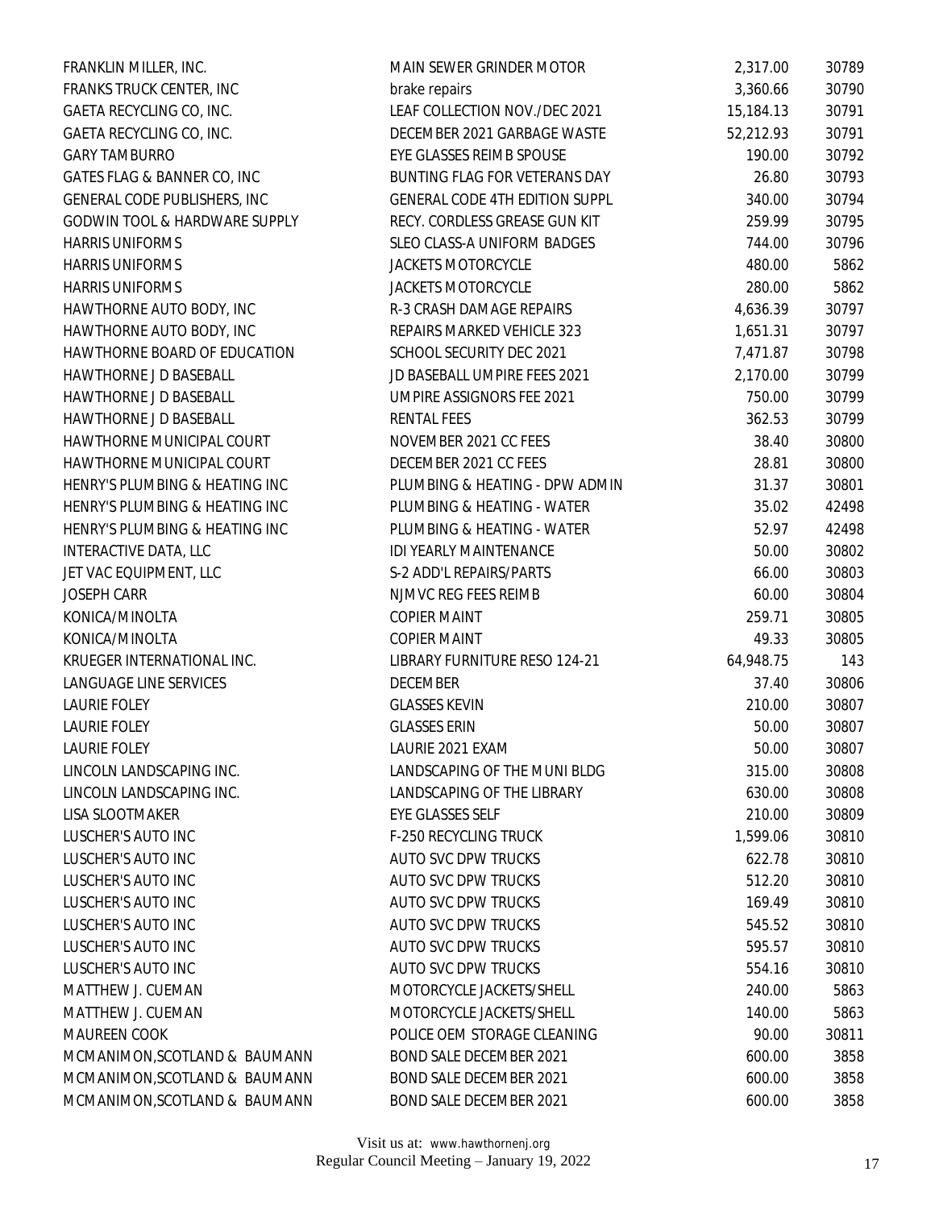| | | | |
|---|---|---|---|
| FRANKLIN MILLER, INC. | MAIN SEWER GRINDER MOTOR | 2,317.00 | 30789 |
| FRANKS TRUCK CENTER, INC | brake repairs | 3,360.66 | 30790 |
| GAETA RECYCLING CO, INC. | LEAF COLLECTION NOV./DEC 2021 | 15,184.13 | 30791 |
| GAETA RECYCLING CO, INC. | DECEMBER 2021 GARBAGE WASTE | 52,212.93 | 30791 |
| GARY TAMBURRO | EYE GLASSES REIMB SPOUSE | 190.00 | 30792 |
| GATES FLAG & BANNER CO, INC | BUNTING FLAG FOR VETERANS DAY | 26.80 | 30793 |
| GENERAL CODE PUBLISHERS, INC | GENERAL CODE 4TH EDITION SUPPL | 340.00 | 30794 |
| GODWIN TOOL & HARDWARE SUPPLY | RECY. CORDLESS GREASE GUN KIT | 259.99 | 30795 |
| HARRIS UNIFORMS | SLEO CLASS-A UNIFORM BADGES | 744.00 | 30796 |
| HARRIS UNIFORMS | JACKETS MOTORCYCLE | 480.00 | 5862 |
| HARRIS UNIFORMS | JACKETS MOTORCYCLE | 280.00 | 5862 |
| HAWTHORNE AUTO BODY, INC | R-3 CRASH DAMAGE REPAIRS | 4,636.39 | 30797 |
| HAWTHORNE AUTO BODY, INC | REPAIRS MARKED VEHICLE 323 | 1,651.31 | 30797 |
| HAWTHORNE BOARD OF EDUCATION | SCHOOL SECURITY DEC 2021 | 7,471.87 | 30798 |
| HAWTHORNE J D BASEBALL | JD BASEBALL UMPIRE FEES 2021 | 2,170.00 | 30799 |
| HAWTHORNE J D BASEBALL | UMPIRE ASSIGNORS FEE 2021 | 750.00 | 30799 |
| HAWTHORNE J D BASEBALL | RENTAL FEES | 362.53 | 30799 |
| HAWTHORNE MUNICIPAL COURT | NOVEMBER 2021 CC FEES | 38.40 | 30800 |
| HAWTHORNE MUNICIPAL COURT | DECEMBER 2021 CC FEES | 28.81 | 30800 |
| HENRY'S PLUMBING & HEATING INC | PLUMBING & HEATING - DPW ADMIN | 31.37 | 30801 |
| HENRY'S PLUMBING & HEATING INC | PLUMBING & HEATING - WATER | 35.02 | 42498 |
| HENRY'S PLUMBING & HEATING INC | PLUMBING & HEATING - WATER | 52.97 | 42498 |
| INTERACTIVE DATA, LLC | IDI YEARLY MAINTENANCE | 50.00 | 30802 |
| JET VAC EQUIPMENT, LLC | S-2 ADD'L REPAIRS/PARTS | 66.00 | 30803 |
| JOSEPH CARR | NJMVC REG FEES REIMB | 60.00 | 30804 |
| KONICA/MINOLTA | COPIER MAINT | 259.71 | 30805 |
| KONICA/MINOLTA | COPIER MAINT | 49.33 | 30805 |
| KRUEGER INTERNATIONAL INC. | LIBRARY FURNITURE RESO 124-21 | 64,948.75 | 143 |
| LANGUAGE LINE SERVICES | DECEMBER | 37.40 | 30806 |
| LAURIE FOLEY | GLASSES KEVIN | 210.00 | 30807 |
| LAURIE FOLEY | GLASSES ERIN | 50.00 | 30807 |
| LAURIE FOLEY | LAURIE 2021 EXAM | 50.00 | 30807 |
| LINCOLN LANDSCAPING INC. | LANDSCAPING OF THE MUNI BLDG | 315.00 | 30808 |
| LINCOLN LANDSCAPING INC. | LANDSCAPING OF THE LIBRARY | 630.00 | 30808 |
| LISA SLOOTMAKER | EYE GLASSES SELF | 210.00 | 30809 |
| LUSCHER'S AUTO INC | F-250 RECYCLING TRUCK | 1,599.06 | 30810 |
| LUSCHER'S AUTO INC | AUTO SVC DPW TRUCKS | 622.78 | 30810 |
| LUSCHER'S AUTO INC | AUTO SVC DPW TRUCKS | 512.20 | 30810 |
| LUSCHER'S AUTO INC | AUTO SVC DPW TRUCKS | 169.49 | 30810 |
| LUSCHER'S AUTO INC | AUTO SVC DPW TRUCKS | 545.52 | 30810 |
| LUSCHER'S AUTO INC | AUTO SVC DPW TRUCKS | 595.57 | 30810 |
| LUSCHER'S AUTO INC | AUTO SVC DPW TRUCKS | 554.16 | 30810 |
| MATTHEW J. CUEMAN | MOTORCYCLE JACKETS/SHELL | 240.00 | 5863 |
| MATTHEW J. CUEMAN | MOTORCYCLE JACKETS/SHELL | 140.00 | 5863 |
| MAUREEN COOK | POLICE OEM STORAGE CLEANING | 90.00 | 30811 |
| MCMANIMON,SCOTLAND & BAUMANN | BOND SALE DECEMBER 2021 | 600.00 | 3858 |
| MCMANIMON,SCOTLAND & BAUMANN | BOND SALE DECEMBER 2021 | 600.00 | 3858 |
| MCMANIMON,SCOTLAND & BAUMANN | BOND SALE DECEMBER 2021 | 600.00 | 3858 |

Visit us at: www.hawthornenj.org
Regular Council Meeting – January 19, 2022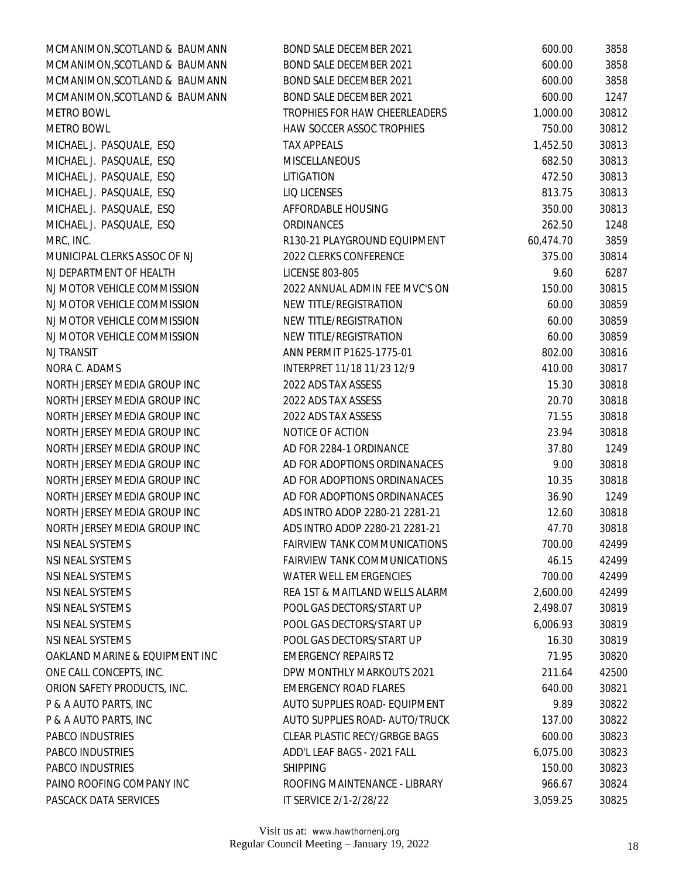| | | | |
|---|---|---|---|
| MCMANIMON,SCOTLAND & BAUMANN | BOND SALE DECEMBER 2021 | 600.00 | 3858 |
| MCMANIMON,SCOTLAND & BAUMANN | BOND SALE DECEMBER 2021 | 600.00 | 3858 |
| MCMANIMON,SCOTLAND & BAUMANN | BOND SALE DECEMBER 2021 | 600.00 | 3858 |
| MCMANIMON,SCOTLAND & BAUMANN | BOND SALE DECEMBER 2021 | 600.00 | 1247 |
| METRO BOWL | TROPHIES FOR HAW CHEERLEADERS | 1,000.00 | 30812 |
| METRO BOWL | HAW SOCCER ASSOC TROPHIES | 750.00 | 30812 |
| MICHAEL J. PASQUALE, ESQ | TAX APPEALS | 1,452.50 | 30813 |
| MICHAEL J. PASQUALE, ESQ | MISCELLANEOUS | 682.50 | 30813 |
| MICHAEL J. PASQUALE, ESQ | LITIGATION | 472.50 | 30813 |
| MICHAEL J. PASQUALE, ESQ | LIQ LICENSES | 813.75 | 30813 |
| MICHAEL J. PASQUALE, ESQ | AFFORDABLE HOUSING | 350.00 | 30813 |
| MICHAEL J. PASQUALE, ESQ | ORDINANCES | 262.50 | 1248 |
| MRC, INC. | R130-21 PLAYGROUND EQUIPMENT | 60,474.70 | 3859 |
| MUNICIPAL CLERKS ASSOC OF NJ | 2022 CLERKS CONFERENCE | 375.00 | 30814 |
| NJ DEPARTMENT OF HEALTH | LICENSE 803-805 | 9.60 | 6287 |
| NJ MOTOR VEHICLE COMMISSION | 2022 ANNUAL ADMIN FEE MVC'S ON | 150.00 | 30815 |
| NJ MOTOR VEHICLE COMMISSION | NEW TITLE/REGISTRATION | 60.00 | 30859 |
| NJ MOTOR VEHICLE COMMISSION | NEW TITLE/REGISTRATION | 60.00 | 30859 |
| NJ MOTOR VEHICLE COMMISSION | NEW TITLE/REGISTRATION | 60.00 | 30859 |
| NJ TRANSIT | ANN PERMIT P1625-1775-01 | 802.00 | 30816 |
| NORA C. ADAMS | INTERPRET 11/18 11/23 12/9 | 410.00 | 30817 |
| NORTH JERSEY MEDIA GROUP INC | 2022 ADS TAX ASSESS | 15.30 | 30818 |
| NORTH JERSEY MEDIA GROUP INC | 2022 ADS TAX ASSESS | 20.70 | 30818 |
| NORTH JERSEY MEDIA GROUP INC | 2022 ADS TAX ASSESS | 71.55 | 30818 |
| NORTH JERSEY MEDIA GROUP INC | NOTICE OF ACTION | 23.94 | 30818 |
| NORTH JERSEY MEDIA GROUP INC | AD FOR 2284-1 ORDINANCE | 37.80 | 1249 |
| NORTH JERSEY MEDIA GROUP INC | AD FOR ADOPTIONS ORDINANACES | 9.00 | 30818 |
| NORTH JERSEY MEDIA GROUP INC | AD FOR ADOPTIONS ORDINANACES | 10.35 | 30818 |
| NORTH JERSEY MEDIA GROUP INC | AD FOR ADOPTIONS ORDINANACES | 36.90 | 1249 |
| NORTH JERSEY MEDIA GROUP INC | ADS INTRO ADOP 2280-21 2281-21 | 12.60 | 30818 |
| NORTH JERSEY MEDIA GROUP INC | ADS INTRO ADOP 2280-21 2281-21 | 47.70 | 30818 |
| NSI NEAL SYSTEMS | FAIRVIEW TANK COMMUNICATIONS | 700.00 | 42499 |
| NSI NEAL SYSTEMS | FAIRVIEW TANK COMMUNICATIONS | 46.15 | 42499 |
| NSI NEAL SYSTEMS | WATER WELL EMERGENCIES | 700.00 | 42499 |
| NSI NEAL SYSTEMS | REA 1ST & MAITLAND WELLS ALARM | 2,600.00 | 42499 |
| NSI NEAL SYSTEMS | POOL GAS DECTORS/START UP | 2,498.07 | 30819 |
| NSI NEAL SYSTEMS | POOL GAS DECTORS/START UP | 6,006.93 | 30819 |
| NSI NEAL SYSTEMS | POOL GAS DECTORS/START UP | 16.30 | 30819 |
| OAKLAND MARINE & EQUIPMENT INC | EMERGENCY REPAIRS T2 | 71.95 | 30820 |
| ONE CALL CONCEPTS, INC. | DPW MONTHLY MARKOUTS 2021 | 211.64 | 42500 |
| ORION SAFETY PRODUCTS, INC. | EMERGENCY ROAD FLARES | 640.00 | 30821 |
| P & A AUTO PARTS, INC | AUTO SUPPLIES ROAD- EQUIPMENT | 9.89 | 30822 |
| P & A AUTO PARTS, INC | AUTO SUPPLIES ROAD- AUTO/TRUCK | 137.00 | 30822 |
| PABCO INDUSTRIES | CLEAR PLASTIC RECY/GRBGE BAGS | 600.00 | 30823 |
| PABCO INDUSTRIES | ADD'L LEAF BAGS - 2021 FALL | 6,075.00 | 30823 |
| PABCO INDUSTRIES | SHIPPING | 150.00 | 30823 |
| PAINO ROOFING COMPANY INC | ROOFING MAINTENANCE - LIBRARY | 966.67 | 30824 |
| PASCACK DATA SERVICES | IT SERVICE 2/1-2/28/22 | 3,059.25 | 30825 |

Visit us at: www.hawthornenj.org
Regular Council Meeting – January 19, 2022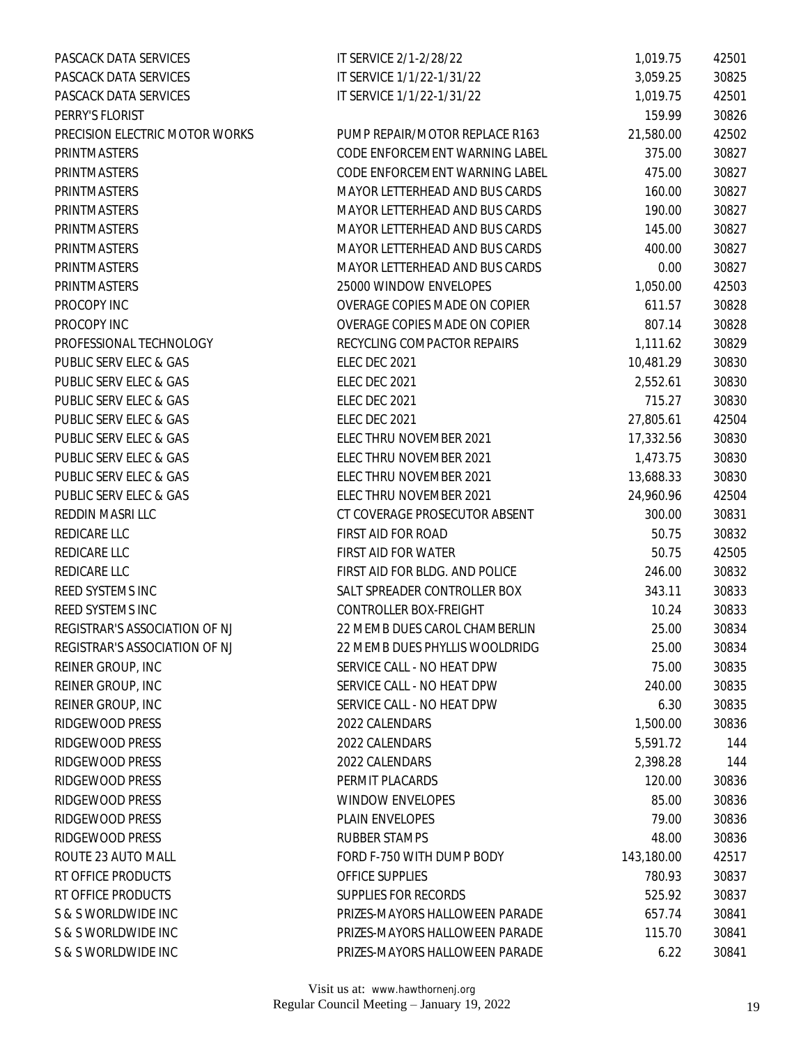| | | | |
|---|---|---|---|
| PASCACK DATA SERVICES | IT SERVICE 2/1-2/28/22 | 1,019.75 | 42501 |
| PASCACK DATA SERVICES | IT SERVICE 1/1/22-1/31/22 | 3,059.25 | 30825 |
| PASCACK DATA SERVICES | IT SERVICE 1/1/22-1/31/22 | 1,019.75 | 42501 |
| PERRY'S FLORIST | | 159.99 | 30826 |
| PRECISION ELECTRIC MOTOR WORKS | PUMP REPAIR/MOTOR REPLACE R163 | 21,580.00 | 42502 |
| PRINTMASTERS | CODE ENFORCEMENT WARNING LABEL | 375.00 | 30827 |
| PRINTMASTERS | CODE ENFORCEMENT WARNING LABEL | 475.00 | 30827 |
| PRINTMASTERS | MAYOR LETTERHEAD AND BUS CARDS | 160.00 | 30827 |
| PRINTMASTERS | MAYOR LETTERHEAD AND BUS CARDS | 190.00 | 30827 |
| PRINTMASTERS | MAYOR LETTERHEAD AND BUS CARDS | 145.00 | 30827 |
| PRINTMASTERS | MAYOR LETTERHEAD AND BUS CARDS | 400.00 | 30827 |
| PRINTMASTERS | MAYOR LETTERHEAD AND BUS CARDS | 0.00 | 30827 |
| PRINTMASTERS | 25000 WINDOW ENVELOPES | 1,050.00 | 42503 |
| PROCOPY INC | OVERAGE COPIES MADE ON COPIER | 611.57 | 30828 |
| PROCOPY INC | OVERAGE COPIES MADE ON COPIER | 807.14 | 30828 |
| PROFESSIONAL TECHNOLOGY | RECYCLING COMPACTOR REPAIRS | 1,111.62 | 30829 |
| PUBLIC SERV ELEC & GAS | ELEC DEC 2021 | 10,481.29 | 30830 |
| PUBLIC SERV ELEC & GAS | ELEC DEC 2021 | 2,552.61 | 30830 |
| PUBLIC SERV ELEC & GAS | ELEC DEC 2021 | 715.27 | 30830 |
| PUBLIC SERV ELEC & GAS | ELEC DEC 2021 | 27,805.61 | 42504 |
| PUBLIC SERV ELEC & GAS | ELEC THRU NOVEMBER 2021 | 17,332.56 | 30830 |
| PUBLIC SERV ELEC & GAS | ELEC THRU NOVEMBER 2021 | 1,473.75 | 30830 |
| PUBLIC SERV ELEC & GAS | ELEC THRU NOVEMBER 2021 | 13,688.33 | 30830 |
| PUBLIC SERV ELEC & GAS | ELEC THRU NOVEMBER 2021 | 24,960.96 | 42504 |
| REDDIN MASRI LLC | CT COVERAGE PROSECUTOR ABSENT | 300.00 | 30831 |
| REDICARE LLC | FIRST AID FOR ROAD | 50.75 | 30832 |
| REDICARE LLC | FIRST AID FOR WATER | 50.75 | 42505 |
| REDICARE LLC | FIRST AID FOR BLDG. AND POLICE | 246.00 | 30832 |
| REED SYSTEMS INC | SALT SPREADER CONTROLLER BOX | 343.11 | 30833 |
| REED SYSTEMS INC | CONTROLLER BOX-FREIGHT | 10.24 | 30833 |
| REGISTRAR'S ASSOCIATION OF NJ | 22 MEMB DUES CAROL CHAMBERLIN | 25.00 | 30834 |
| REGISTRAR'S ASSOCIATION OF NJ | 22 MEMB DUES PHYLLIS WOOLDRIDG | 25.00 | 30834 |
| REINER GROUP, INC | SERVICE CALL - NO HEAT DPW | 75.00 | 30835 |
| REINER GROUP, INC | SERVICE CALL - NO HEAT DPW | 240.00 | 30835 |
| REINER GROUP, INC | SERVICE CALL - NO HEAT DPW | 6.30 | 30835 |
| RIDGEWOOD PRESS | 2022 CALENDARS | 1,500.00 | 30836 |
| RIDGEWOOD PRESS | 2022 CALENDARS | 5,591.72 | 144 |
| RIDGEWOOD PRESS | 2022 CALENDARS | 2,398.28 | 144 |
| RIDGEWOOD PRESS | PERMIT PLACARDS | 120.00 | 30836 |
| RIDGEWOOD PRESS | WINDOW ENVELOPES | 85.00 | 30836 |
| RIDGEWOOD PRESS | PLAIN ENVELOPES | 79.00 | 30836 |
| RIDGEWOOD PRESS | RUBBER STAMPS | 48.00 | 30836 |
| ROUTE 23 AUTO MALL | FORD F-750 WITH DUMP BODY | 143,180.00 | 42517 |
| RT OFFICE PRODUCTS | OFFICE SUPPLIES | 780.93 | 30837 |
| RT OFFICE PRODUCTS | SUPPLIES FOR RECORDS | 525.92 | 30837 |
| S & S WORLDWIDE INC | PRIZES-MAYORS HALLOWEEN PARADE | 657.74 | 30841 |
| S & S WORLDWIDE INC | PRIZES-MAYORS HALLOWEEN PARADE | 115.70 | 30841 |
| S & S WORLDWIDE INC | PRIZES-MAYORS HALLOWEEN PARADE | 6.22 | 30841 |

Visit us at: www.hawthornenj.org
Regular Council Meeting – January 19, 2022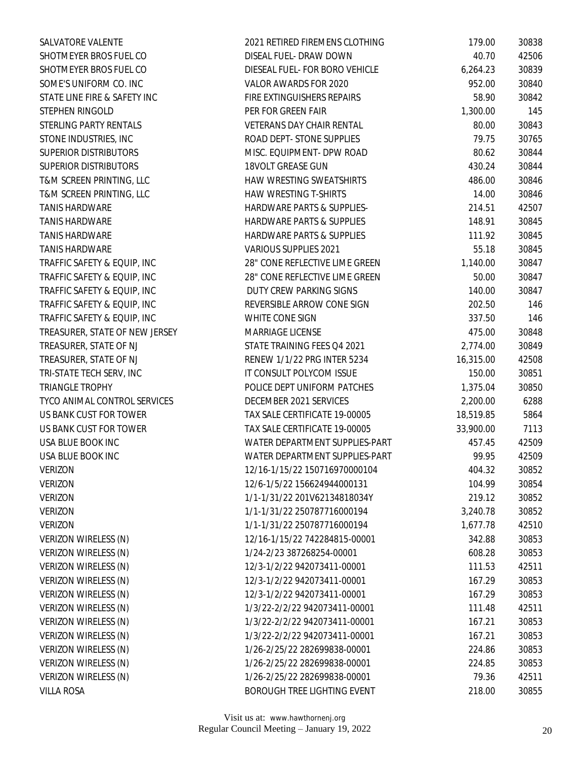| | | | |
|---|---|---|---|
| SALVATORE VALENTE | 2021 RETIRED FIREMENS CLOTHING | 179.00 | 30838 |
| SHOTMEYER BROS FUEL CO | DISEAL FUEL- DRAW DOWN | 40.70 | 42506 |
| SHOTMEYER BROS FUEL CO | DIESEAL FUEL- FOR BORO VEHICLE | 6,264.23 | 30839 |
| SOME'S UNIFORM CO. INC | VALOR AWARDS FOR 2020 | 952.00 | 30840 |
| STATE LINE FIRE & SAFETY INC | FIRE EXTINGUISHERS REPAIRS | 58.90 | 30842 |
| STEPHEN RINGOLD | PER FOR GREEN FAIR | 1,300.00 | 145 |
| STERLING PARTY RENTALS | VETERANS DAY CHAIR RENTAL | 80.00 | 30843 |
| STONE INDUSTRIES, INC | ROAD DEPT- STONE SUPPLIES | 79.75 | 30765 |
| SUPERIOR DISTRIBUTORS | MISC. EQUIPMENT- DPW ROAD | 80.62 | 30844 |
| SUPERIOR DISTRIBUTORS | 18VOLT GREASE GUN | 430.24 | 30844 |
| T&M SCREEN PRINTING, LLC | HAW WRESTING SWEATSHIRTS | 486.00 | 30846 |
| T&M SCREEN PRINTING, LLC | HAW WRESTING T-SHIRTS | 14.00 | 30846 |
| TANIS HARDWARE | HARDWARE PARTS & SUPPLIES- | 214.51 | 42507 |
| TANIS HARDWARE | HARDWARE PARTS & SUPPLIES | 148.91 | 30845 |
| TANIS HARDWARE | HARDWARE PARTS & SUPPLIES | 111.92 | 30845 |
| TANIS HARDWARE | VARIOUS SUPPLIES 2021 | 55.18 | 30845 |
| TRAFFIC SAFETY & EQUIP, INC | 28" CONE REFLECTIVE LIME GREEN | 1,140.00 | 30847 |
| TRAFFIC SAFETY & EQUIP, INC | 28" CONE REFLECTIVE LIME GREEN | 50.00 | 30847 |
| TRAFFIC SAFETY & EQUIP, INC | DUTY CREW PARKING SIGNS | 140.00 | 30847 |
| TRAFFIC SAFETY & EQUIP, INC | REVERSIBLE ARROW CONE SIGN | 202.50 | 146 |
| TRAFFIC SAFETY & EQUIP, INC | WHITE CONE SIGN | 337.50 | 146 |
| TREASURER, STATE OF NEW JERSEY | MARRIAGE LICENSE | 475.00 | 30848 |
| TREASURER, STATE OF NJ | STATE TRAINING FEES Q4 2021 | 2,774.00 | 30849 |
| TREASURER, STATE OF NJ | RENEW 1/1/22 PRG INTER 5234 | 16,315.00 | 42508 |
| TRI-STATE TECH SERV, INC | IT CONSULT POLYCOM ISSUE | 150.00 | 30851 |
| TRIANGLE TROPHY | POLICE DEPT UNIFORM PATCHES | 1,375.04 | 30850 |
| TYCO ANIMAL CONTROL SERVICES | DECEMBER 2021 SERVICES | 2,200.00 | 6288 |
| US BANK CUST FOR TOWER | TAX SALE CERTIFICATE 19-00005 | 18,519.85 | 5864 |
| US BANK CUST FOR TOWER | TAX SALE CERTIFICATE 19-00005 | 33,900.00 | 7113 |
| USA BLUE BOOK INC | WATER DEPARTMENT SUPPLIES-PART | 457.45 | 42509 |
| USA BLUE BOOK INC | WATER DEPARTMENT SUPPLIES-PART | 99.95 | 42509 |
| VERIZON | 12/16-1/15/22 150716970000104 | 404.32 | 30852 |
| VERIZON | 12/6-1/5/22 156624944000131 | 104.99 | 30854 |
| VERIZON | 1/1-1/31/22 201V62134818034Y | 219.12 | 30852 |
| VERIZON | 1/1-1/31/22 250787716000194 | 3,240.78 | 30852 |
| VERIZON | 1/1-1/31/22 250787716000194 | 1,677.78 | 42510 |
| VERIZON WIRELESS (N) | 12/16-1/15/22 742284815-00001 | 342.88 | 30853 |
| VERIZON WIRELESS (N) | 1/24-2/23 387268254-00001 | 608.28 | 30853 |
| VERIZON WIRELESS (N) | 12/3-1/2/22 942073411-00001 | 111.53 | 42511 |
| VERIZON WIRELESS (N) | 12/3-1/2/22 942073411-00001 | 167.29 | 30853 |
| VERIZON WIRELESS (N) | 12/3-1/2/22 942073411-00001 | 167.29 | 30853 |
| VERIZON WIRELESS (N) | 1/3/22-2/2/22 942073411-00001 | 111.48 | 42511 |
| VERIZON WIRELESS (N) | 1/3/22-2/2/22 942073411-00001 | 167.21 | 30853 |
| VERIZON WIRELESS (N) | 1/3/22-2/2/22 942073411-00001 | 167.21 | 30853 |
| VERIZON WIRELESS (N) | 1/26-2/25/22 282699838-00001 | 224.86 | 30853 |
| VERIZON WIRELESS (N) | 1/26-2/25/22 282699838-00001 | 224.85 | 30853 |
| VERIZON WIRELESS (N) | 1/26-2/25/22 282699838-00001 | 79.36 | 42511 |
| VILLA ROSA | BOROUGH TREE LIGHTING EVENT | 218.00 | 30855 |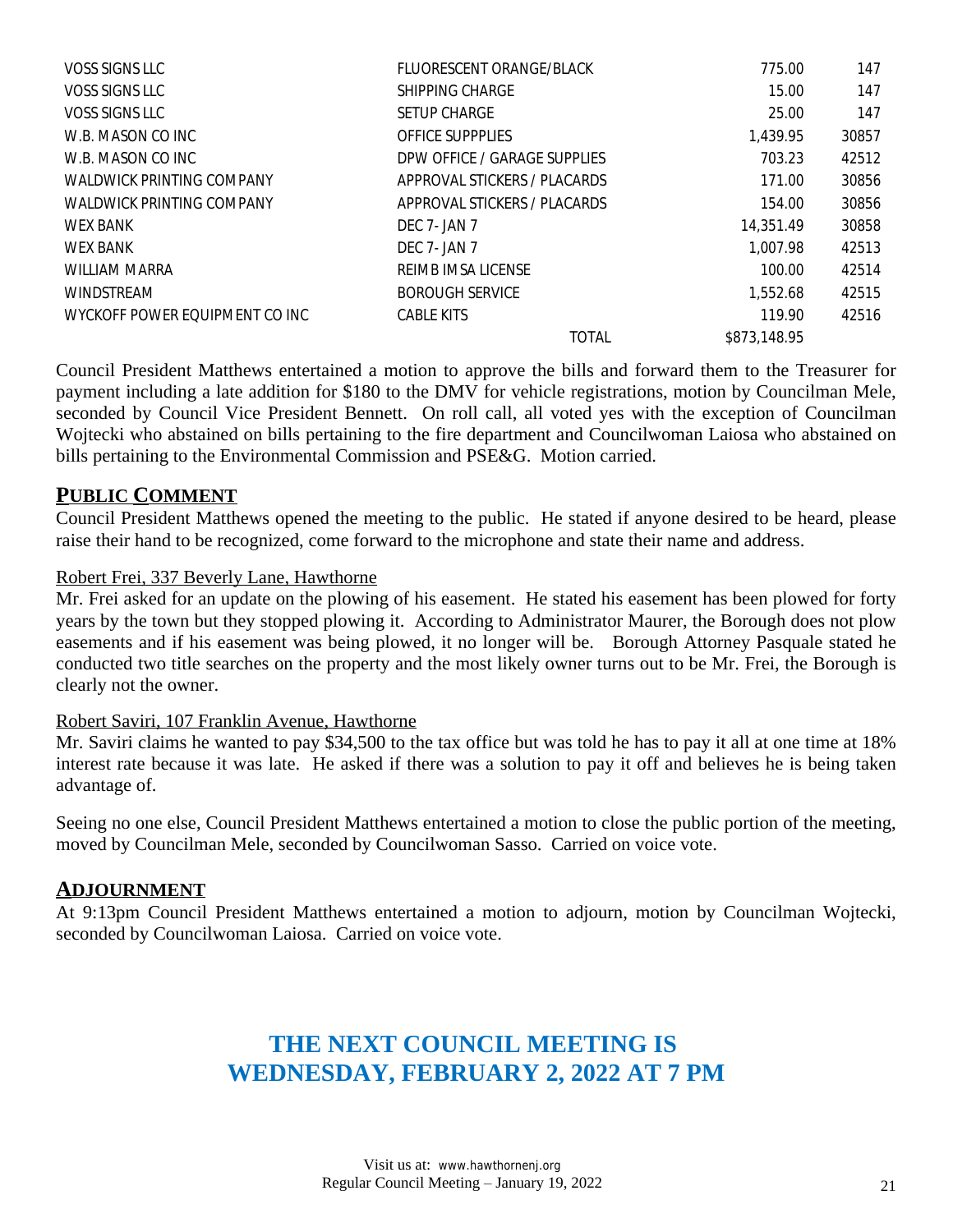| | | | |
|---|---|---|---|
| VOSS SIGNS LLC | FLUORESCENT ORANGE/BLACK | 775.00 | 147 |
| VOSS SIGNS LLC | SHIPPING CHARGE | 15.00 | 147 |
| VOSS SIGNS LLC | SETUP CHARGE | 25.00 | 147 |
| W.B. MASON CO INC | OFFICE SUPPPLIES | 1,439.95 | 30857 |
| W.B. MASON CO INC | DPW OFFICE / GARAGE SUPPLIES | 703.23 | 42512 |
| WALDWICK PRINTING COMPANY | APPROVAL STICKERS / PLACARDS | 171.00 | 30856 |
| WALDWICK PRINTING COMPANY | APPROVAL STICKERS / PLACARDS | 154.00 | 30856 |
| WEX BANK | DEC 7- JAN 7 | 14,351.49 | 30858 |
| WEX BANK | DEC 7- JAN 7 | 1,007.98 | 42513 |
| WILLIAM MARRA | REIMB IMSA LICENSE | 100.00 | 42514 |
| WINDSTREAM | BOROUGH SERVICE | 1,552.68 | 42515 |
| WYCKOFF POWER EQUIPMENT CO INC | CABLE KITS | 119.90 | 42516 |
| | TOTAL | $873,148.95 | |

Council President Matthews entertained a motion to approve the bills and forward them to the Treasurer for payment including a late addition for $180 to the DMV for vehicle registrations, motion by Councilman Mele, seconded by Council Vice President Bennett. On roll call, all voted yes with the exception of Councilman Wojtecki who abstained on bills pertaining to the fire department and Councilwoman Laiosa who abstained on bills pertaining to the Environmental Commission and PSE&G. Motion carried.

## PUBLIC COMMENT

Council President Matthews opened the meeting to the public. He stated if anyone desired to be heard, please raise their hand to be recognized, come forward to the microphone and state their name and address.

Robert Frei, 337 Beverly Lane, Hawthorne

Mr. Frei asked for an update on the plowing of his easement. He stated his easement has been plowed for forty years by the town but they stopped plowing it. According to Administrator Maurer, the Borough does not plow easements and if his easement was being plowed, it no longer will be. Borough Attorney Pasquale stated he conducted two title searches on the property and the most likely owner turns out to be Mr. Frei, the Borough is clearly not the owner.

Robert Saviri, 107 Franklin Avenue, Hawthorne

Mr. Saviri claims he wanted to pay $34,500 to the tax office but was told he has to pay it all at one time at 18% interest rate because it was late. He asked if there was a solution to pay it off and believes he is being taken advantage of.

Seeing no one else, Council President Matthews entertained a motion to close the public portion of the meeting, moved by Councilman Mele, seconded by Councilwoman Sasso. Carried on voice vote.

## ADJOURNMENT

At 9:13pm Council President Matthews entertained a motion to adjourn, motion by Councilman Wojtecki, seconded by Councilwoman Laiosa. Carried on voice vote.

## THE NEXT COUNCIL MEETING IS WEDNESDAY, FEBRUARY 2, 2022 AT 7 PM